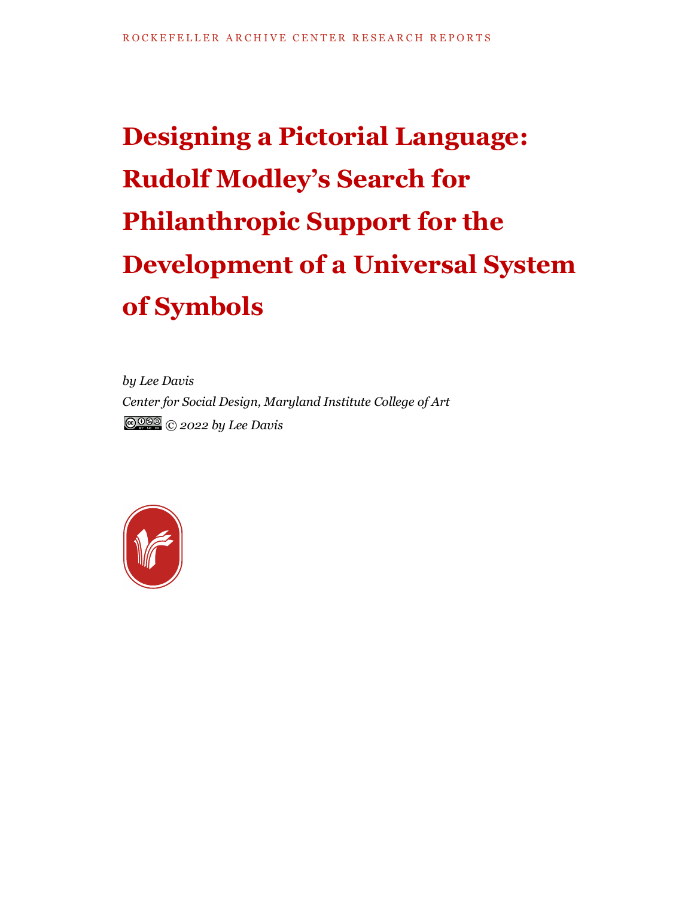ROCKEFELLER ARCHIVE CENTER RESEARCH REPORTS

# Designing a Pictorial Language: Rudolf Modley's Search for Philanthropic Support for the Development of a Universal System of Symbols

*by Lee Davis*

*Center for Social Design, Maryland Institute College of Art*

*© 2022 by Lee Davis*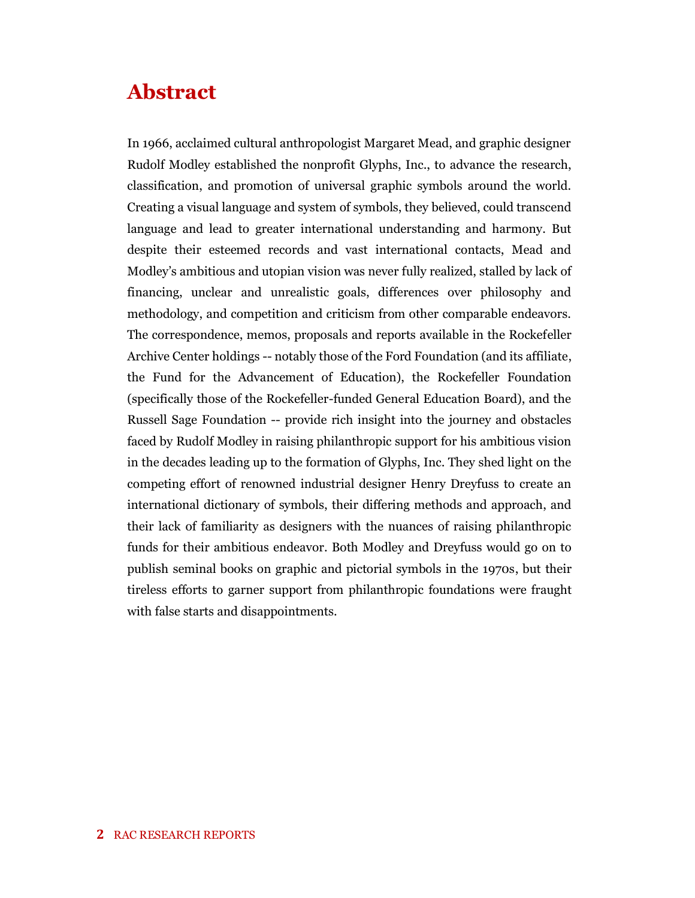# Abstract

In 1966, acclaimed cultural anthropologist Margaret Mead, and graphic designer Rudolf Modley established the nonprofit Glyphs, Inc., to advance the research, classification, and promotion of universal graphic symbols around the world. Creating a visual language and system of symbols, they believed, could transcend language and lead to greater international understanding and harmony. But despite their esteemed records and vast international contacts, Mead and Modley's ambitious and utopian vision was never fully realized, stalled by lack of financing, unclear and unrealistic goals, differences over philosophy and methodology, and competition and criticism from other comparable endeavors. The correspondence, memos, proposals and reports available in the Rockefeller Archive Center holdings -- notably those of the Ford Foundation (and its affiliate, the Fund for the Advancement of Education), the Rockefeller Foundation (specifically those of the Rockefeller-funded General Education Board), and the Russell Sage Foundation -- provide rich insight into the journey and obstacles faced by Rudolf Modley in raising philanthropic support for his ambitious vision in the decades leading up to the formation of Glyphs, Inc. They shed light on the competing effort of renowned industrial designer Henry Dreyfuss to create an international dictionary of symbols, their differing methods and approach, and their lack of familiarity as designers with the nuances of raising philanthropic funds for their ambitious endeavor. Both Modley and Dreyfuss would go on to publish seminal books on graphic and pictorial symbols in the 1970s, but their tireless efforts to garner support from philanthropic foundations were fraught with false starts and disappointments.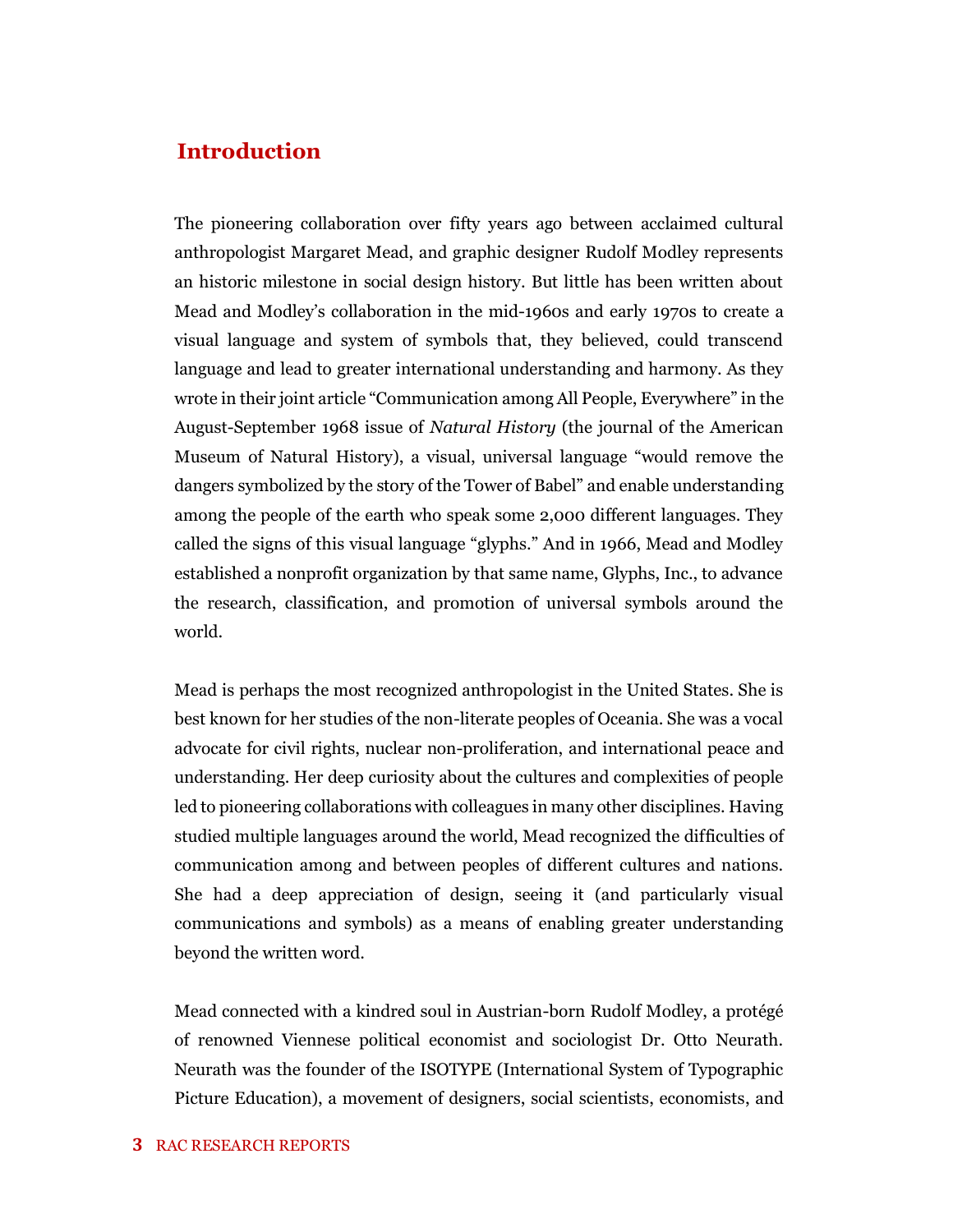## Introduction

The pioneering collaboration over fifty years ago between acclaimed cultural anthropologist Margaret Mead, and graphic designer Rudolf Modley represents an historic milestone in social design history. But little has been written about Mead and Modley's collaboration in the mid-1960s and early 1970s to create a visual language and system of symbols that, they believed, could transcend language and lead to greater international understanding and harmony. As they wrote in their joint article "Communication among All People, Everywhere" in the August-September 1968 issue of *Natural History* (the journal of the American Museum of Natural History), a visual, universal language "would remove the dangers symbolized by the story of the Tower of Babel" and enable understanding among the people of the earth who speak some 2,000 different languages. They called the signs of this visual language "glyphs." And in 1966, Mead and Modley established a nonprofit organization by that same name, Glyphs, Inc., to advance the research, classification, and promotion of universal symbols around the world.

Mead is perhaps the most recognized anthropologist in the United States. She is best known for her studies of the non-literate peoples of Oceania. She was a vocal advocate for civil rights, nuclear non-proliferation, and international peace and understanding. Her deep curiosity about the cultures and complexities of people led to pioneering collaborations with colleagues in many other disciplines. Having studied multiple languages around the world, Mead recognized the difficulties of communication among and between peoples of different cultures and nations. She had a deep appreciation of design, seeing it (and particularly visual communications and symbols) as a means of enabling greater understanding beyond the written word.

Mead connected with a kindred soul in Austrian-born Rudolf Modley, a protégé of renowned Viennese political economist and sociologist Dr. Otto Neurath. Neurath was the founder of the ISOTYPE (International System of Typographic Picture Education), a movement of designers, social scientists, economists, and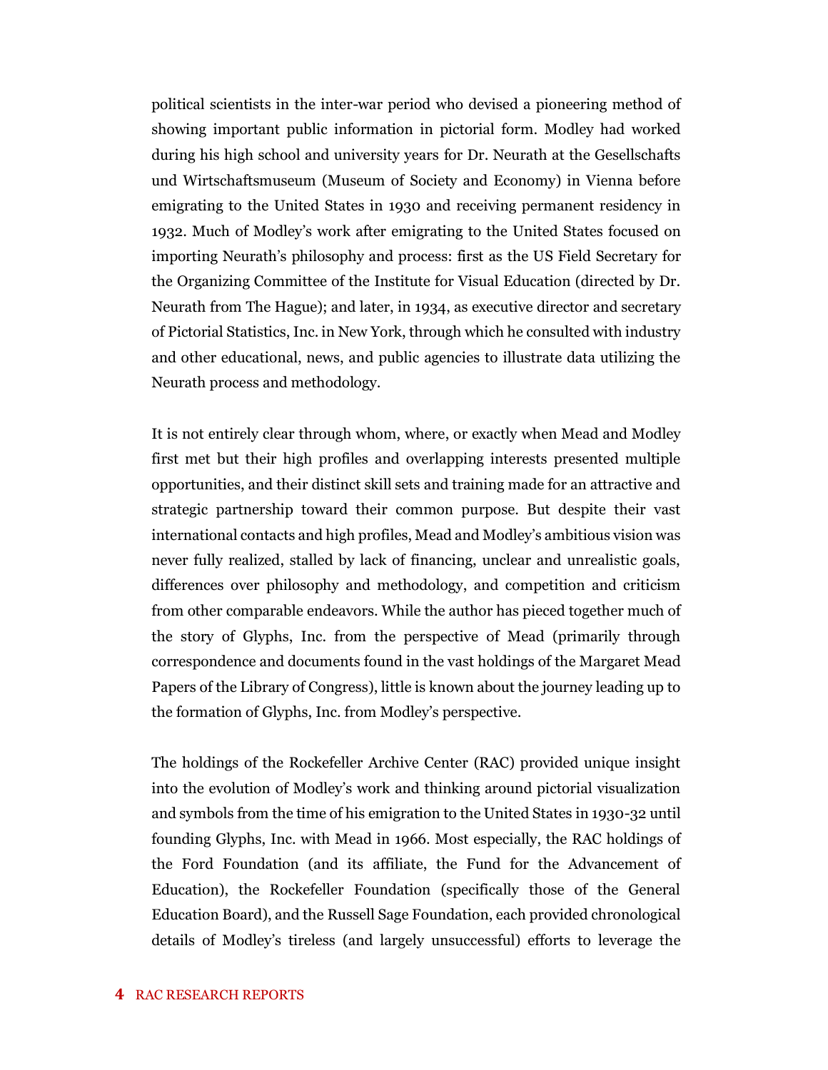political scientists in the inter-war period who devised a pioneering method of showing important public information in pictorial form. Modley had worked during his high school and university years for Dr. Neurath at the Gesellschafts und Wirtschaftsmuseum (Museum of Society and Economy) in Vienna before emigrating to the United States in 1930 and receiving permanent residency in 1932. Much of Modley's work after emigrating to the United States focused on importing Neurath's philosophy and process: first as the US Field Secretary for the Organizing Committee of the Institute for Visual Education (directed by Dr. Neurath from The Hague); and later, in 1934, as executive director and secretary of Pictorial Statistics, Inc. in New York, through which he consulted with industry and other educational, news, and public agencies to illustrate data utilizing the Neurath process and methodology.

It is not entirely clear through whom, where, or exactly when Mead and Modley first met but their high profiles and overlapping interests presented multiple opportunities, and their distinct skill sets and training made for an attractive and strategic partnership toward their common purpose. But despite their vast international contacts and high profiles, Mead and Modley's ambitious vision was never fully realized, stalled by lack of financing, unclear and unrealistic goals, differences over philosophy and methodology, and competition and criticism from other comparable endeavors. While the author has pieced together much of the story of Glyphs, Inc. from the perspective of Mead (primarily through correspondence and documents found in the vast holdings of the Margaret Mead Papers of the Library of Congress), little is known about the journey leading up to the formation of Glyphs, Inc. from Modley's perspective.

The holdings of the Rockefeller Archive Center (RAC) provided unique insight into the evolution of Modley's work and thinking around pictorial visualization and symbols from the time of his emigration to the United States in 1930-32 until founding Glyphs, Inc. with Mead in 1966. Most especially, the RAC holdings of the Ford Foundation (and its affiliate, the Fund for the Advancement of Education), the Rockefeller Foundation (specifically those of the General Education Board), and the Russell Sage Foundation, each provided chronological details of Modley's tireless (and largely unsuccessful) efforts to leverage the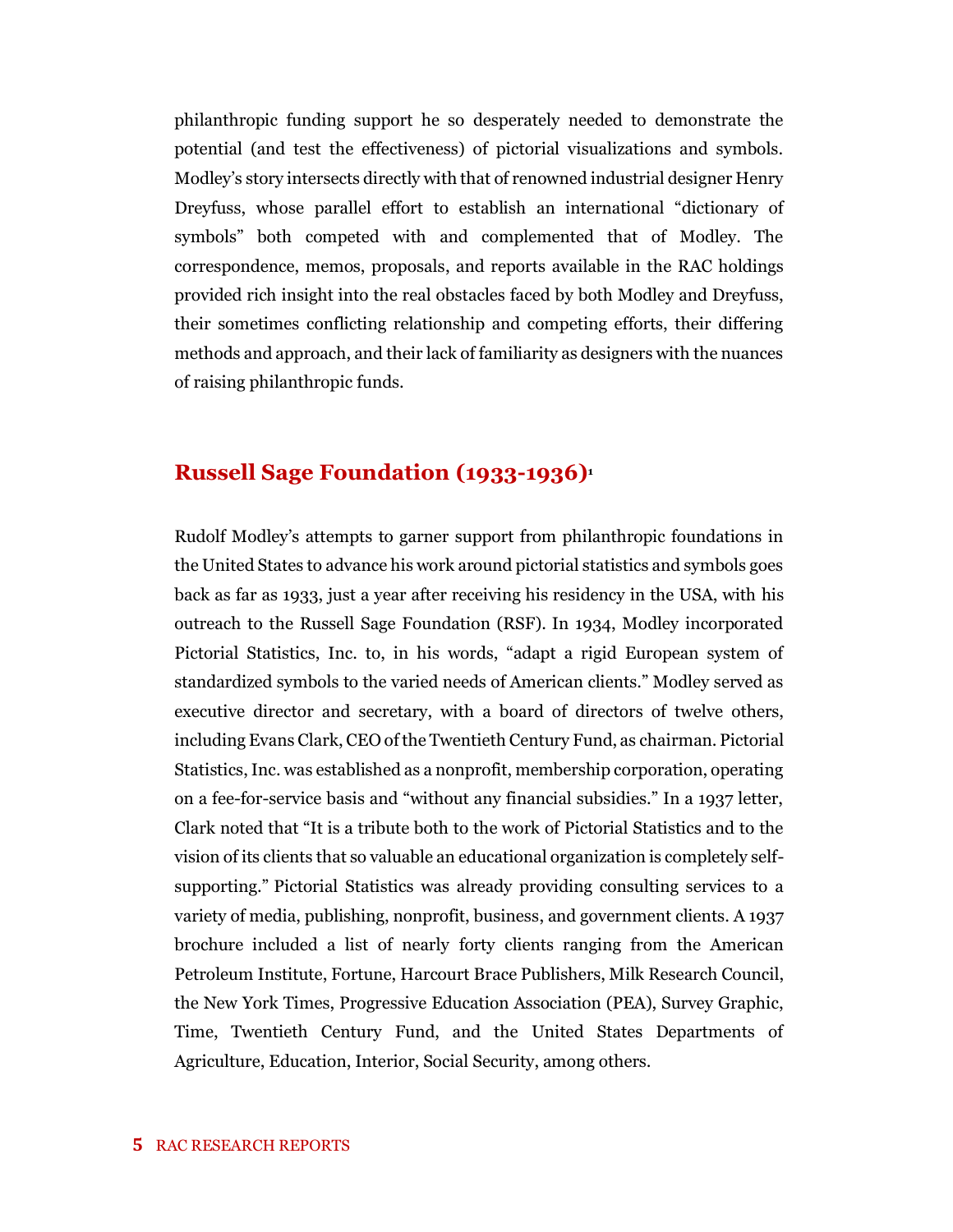philanthropic funding support he so desperately needed to demonstrate the potential (and test the effectiveness) of pictorial visualizations and symbols. Modley's story intersects directly with that of renowned industrial designer Henry Dreyfuss, whose parallel effort to establish an international "dictionary of symbols" both competed with and complemented that of Modley. The correspondence, memos, proposals, and reports available in the RAC holdings provided rich insight into the real obstacles faced by both Modley and Dreyfuss, their sometimes conflicting relationship and competing efforts, their differing methods and approach, and their lack of familiarity as designers with the nuances of raising philanthropic funds.

## Russell Sage Foundation (1933-1936)[1]

Rudolf Modley's attempts to garner support from philanthropic foundations in the United States to advance his work around pictorial statistics and symbols goes back as far as 1933, just a year after receiving his residency in the USA, with his outreach to the Russell Sage Foundation (RSF). In 1934, Modley incorporated Pictorial Statistics, Inc. to, in his words, "adapt a rigid European system of standardized symbols to the varied needs of American clients." Modley served as executive director and secretary, with a board of directors of twelve others, including Evans Clark, CEO of the Twentieth Century Fund, as chairman. Pictorial Statistics, Inc. was established as a nonprofit, membership corporation, operating on a fee-for-service basis and "without any financial subsidies." In a 1937 letter, Clark noted that "It is a tribute both to the work of Pictorial Statistics and to the vision of its clients that so valuable an educational organization is completely self-supporting." Pictorial Statistics was already providing consulting services to a variety of media, publishing, nonprofit, business, and government clients. A 1937 brochure included a list of nearly forty clients ranging from the American Petroleum Institute, Fortune, Harcourt Brace Publishers, Milk Research Council, the New York Times, Progressive Education Association (PEA), Survey Graphic, Time, Twentieth Century Fund, and the United States Departments of Agriculture, Education, Interior, Social Security, among others.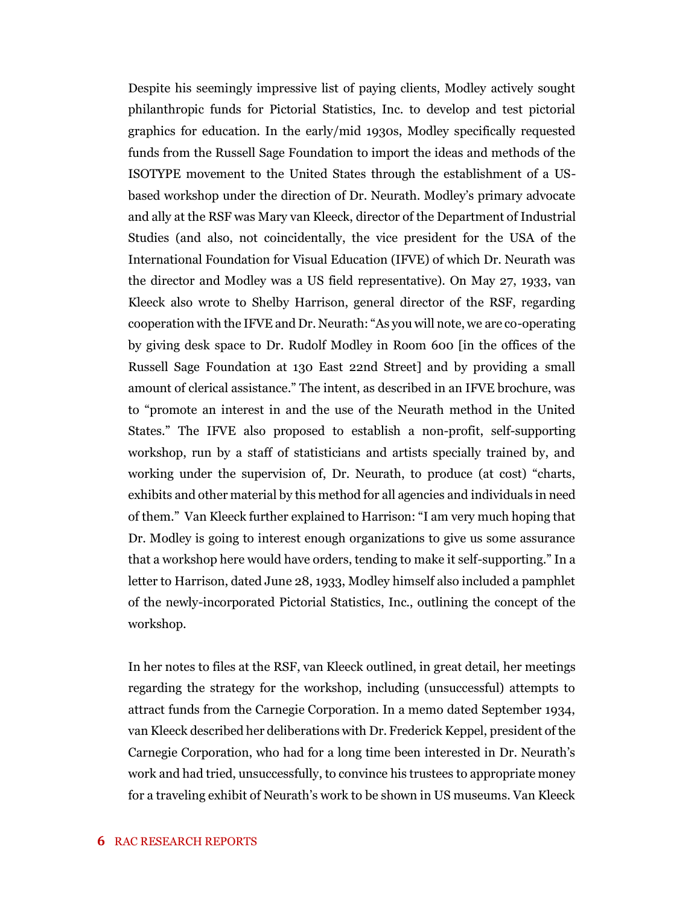Despite his seemingly impressive list of paying clients, Modley actively sought philanthropic funds for Pictorial Statistics, Inc. to develop and test pictorial graphics for education. In the early/mid 1930s, Modley specifically requested funds from the Russell Sage Foundation to import the ideas and methods of the ISOTYPE movement to the United States through the establishment of a US-based workshop under the direction of Dr. Neurath. Modley's primary advocate and ally at the RSF was Mary van Kleeck, director of the Department of Industrial Studies (and also, not coincidentally, the vice president for the USA of the International Foundation for Visual Education (IFVE) of which Dr. Neurath was the director and Modley was a US field representative). On May 27, 1933, van Kleeck also wrote to Shelby Harrison, general director of the RSF, regarding cooperation with the IFVE and Dr. Neurath: "As you will note, we are co-operating by giving desk space to Dr. Rudolf Modley in Room 600 [in the offices of the Russell Sage Foundation at 130 East 22nd Street] and by providing a small amount of clerical assistance." The intent, as described in an IFVE brochure, was to "promote an interest in and the use of the Neurath method in the United States." The IFVE also proposed to establish a non-profit, self-supporting workshop, run by a staff of statisticians and artists specially trained by, and working under the supervision of, Dr. Neurath, to produce (at cost) "charts, exhibits and other material by this method for all agencies and individuals in need of them." Van Kleeck further explained to Harrison: "I am very much hoping that Dr. Modley is going to interest enough organizations to give us some assurance that a workshop here would have orders, tending to make it self-supporting." In a letter to Harrison, dated June 28, 1933, Modley himself also included a pamphlet of the newly-incorporated Pictorial Statistics, Inc., outlining the concept of the workshop.

In her notes to files at the RSF, van Kleeck outlined, in great detail, her meetings regarding the strategy for the workshop, including (unsuccessful) attempts to attract funds from the Carnegie Corporation. In a memo dated September 1934, van Kleeck described her deliberations with Dr. Frederick Keppel, president of the Carnegie Corporation, who had for a long time been interested in Dr. Neurath's work and had tried, unsuccessfully, to convince his trustees to appropriate money for a traveling exhibit of Neurath's work to be shown in US museums. Van Kleeck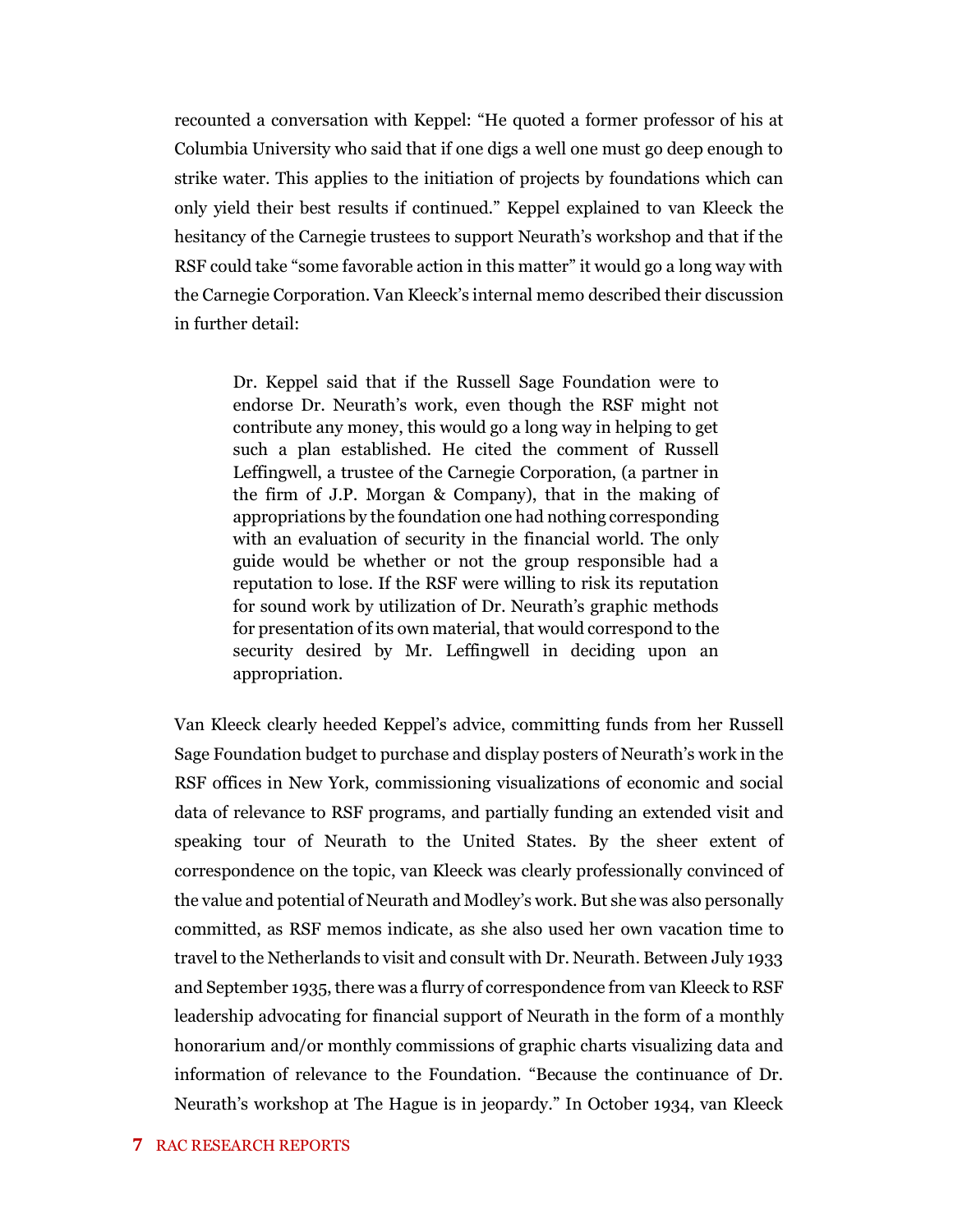recounted a conversation with Keppel: "He quoted a former professor of his at Columbia University who said that if one digs a well one must go deep enough to strike water. This applies to the initiation of projects by foundations which can only yield their best results if continued." Keppel explained to van Kleeck the hesitancy of the Carnegie trustees to support Neurath's workshop and that if the RSF could take "some favorable action in this matter" it would go a long way with the Carnegie Corporation. Van Kleeck's internal memo described their discussion in further detail:

> Dr. Keppel said that if the Russell Sage Foundation were to endorse Dr. Neurath's work, even though the RSF might not contribute any money, this would go a long way in helping to get such a plan established. He cited the comment of Russell Leffingwell, a trustee of the Carnegie Corporation, (a partner in the firm of J.P. Morgan & Company), that in the making of appropriations by the foundation one had nothing corresponding with an evaluation of security in the financial world. The only guide would be whether or not the group responsible had a reputation to lose. If the RSF were willing to risk its reputation for sound work by utilization of Dr. Neurath's graphic methods for presentation of its own material, that would correspond to the security desired by Mr. Leffingwell in deciding upon an appropriation.

Van Kleeck clearly heeded Keppel's advice, committing funds from her Russell Sage Foundation budget to purchase and display posters of Neurath's work in the RSF offices in New York, commissioning visualizations of economic and social data of relevance to RSF programs, and partially funding an extended visit and speaking tour of Neurath to the United States. By the sheer extent of correspondence on the topic, van Kleeck was clearly professionally convinced of the value and potential of Neurath and Modley's work. But she was also personally committed, as RSF memos indicate, as she also used her own vacation time to travel to the Netherlands to visit and consult with Dr. Neurath. Between July 1933 and September 1935, there was a flurry of correspondence from van Kleeck to RSF leadership advocating for financial support of Neurath in the form of a monthly honorarium and/or monthly commissions of graphic charts visualizing data and information of relevance to the Foundation. "Because the continuance of Dr. Neurath's workshop at The Hague is in jeopardy." In October 1934, van Kleeck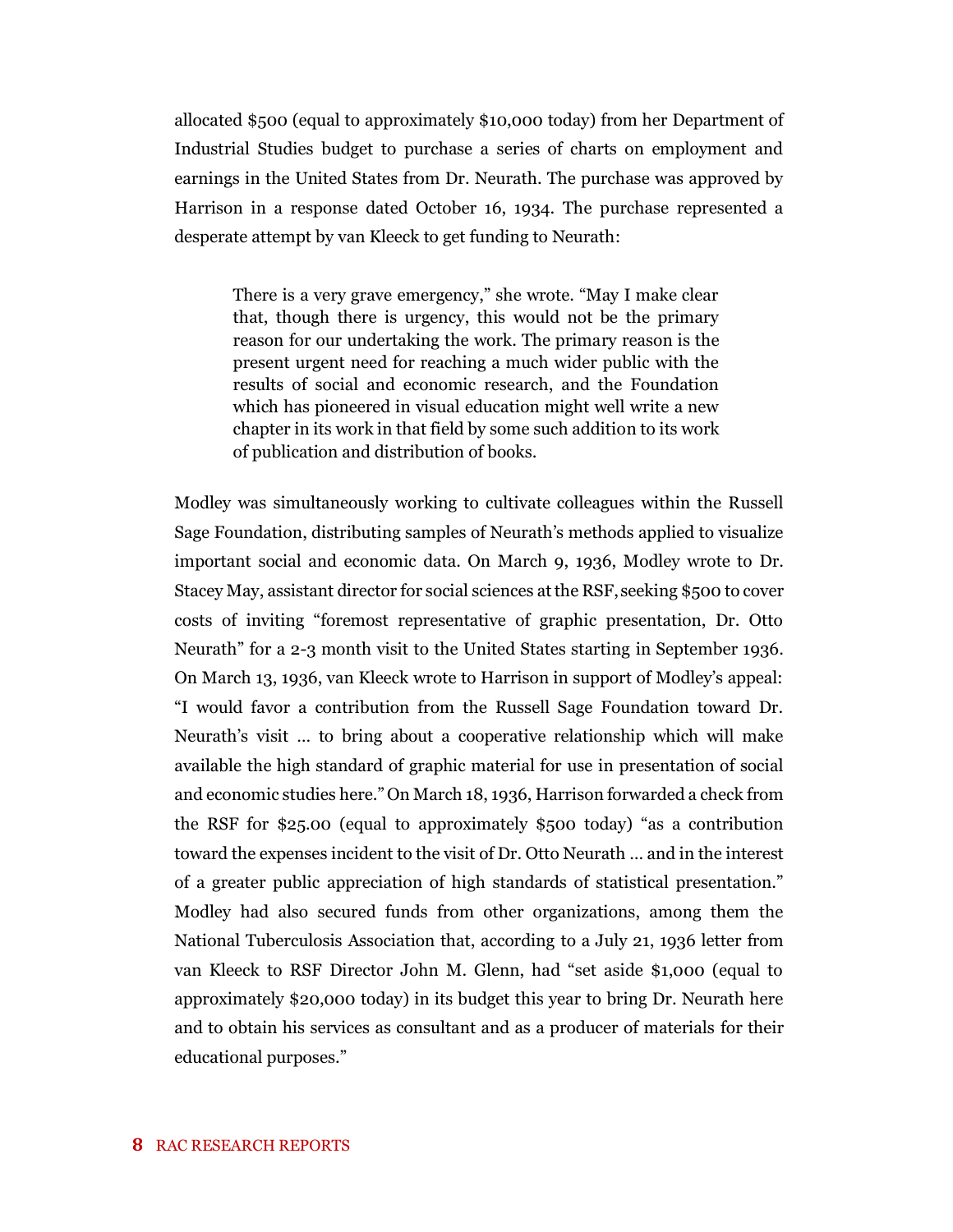allocated $500 (equal to approximately $10,000 today) from her Department of Industrial Studies budget to purchase a series of charts on employment and earnings in the United States from Dr. Neurath. The purchase was approved by Harrison in a response dated October 16, 1934. The purchase represented a desperate attempt by van Kleeck to get funding to Neurath:

> There is a very grave emergency," she wrote. "May I make clear that, though there is urgency, this would not be the primary reason for our undertaking the work. The primary reason is the present urgent need for reaching a much wider public with the results of social and economic research, and the Foundation which has pioneered in visual education might well write a new chapter in its work in that field by some such addition to its work of publication and distribution of books.

Modley was simultaneously working to cultivate colleagues within the Russell Sage Foundation, distributing samples of Neurath's methods applied to visualize important social and economic data. On March 9, 1936, Modley wrote to Dr. Stacey May, assistant director for social sciences at the RSF, seeking $500 to cover costs of inviting "foremost representative of graphic presentation, Dr. Otto Neurath" for a 2-3 month visit to the United States starting in September 1936. On March 13, 1936, van Kleeck wrote to Harrison in support of Modley's appeal: "I would favor a contribution from the Russell Sage Foundation toward Dr. Neurath's visit … to bring about a cooperative relationship which will make available the high standard of graphic material for use in presentation of social and economic studies here." On March 18, 1936, Harrison forwarded a check from the RSF for $25.00 (equal to approximately $500 today) "as a contribution toward the expenses incident to the visit of Dr. Otto Neurath … and in the interest of a greater public appreciation of high standards of statistical presentation." Modley had also secured funds from other organizations, among them the National Tuberculosis Association that, according to a July 21, 1936 letter from van Kleeck to RSF Director John M. Glenn, had "set aside $1,000 (equal to approximately $20,000 today) in its budget this year to bring Dr. Neurath here and to obtain his services as consultant and as a producer of materials for their educational purposes."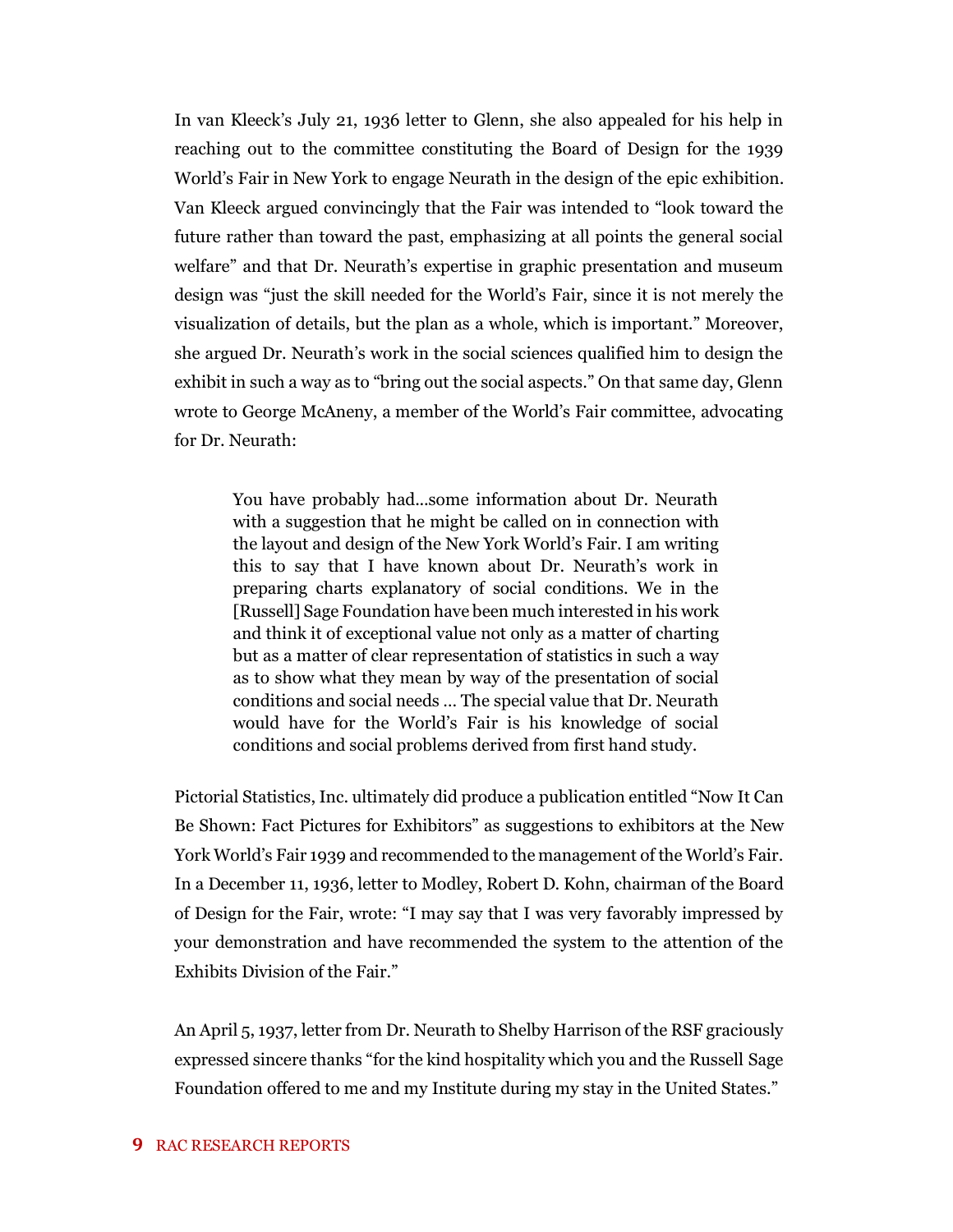In van Kleeck's July 21, 1936 letter to Glenn, she also appealed for his help in reaching out to the committee constituting the Board of Design for the 1939 World's Fair in New York to engage Neurath in the design of the epic exhibition. Van Kleeck argued convincingly that the Fair was intended to "look toward the future rather than toward the past, emphasizing at all points the general social welfare" and that Dr. Neurath's expertise in graphic presentation and museum design was "just the skill needed for the World's Fair, since it is not merely the visualization of details, but the plan as a whole, which is important." Moreover, she argued Dr. Neurath's work in the social sciences qualified him to design the exhibit in such a way as to "bring out the social aspects." On that same day, Glenn wrote to George McAneny, a member of the World's Fair committee, advocating for Dr. Neurath:

> You have probably had...some information about Dr. Neurath with a suggestion that he might be called on in connection with the layout and design of the New York World's Fair. I am writing this to say that I have known about Dr. Neurath's work in preparing charts explanatory of social conditions. We in the [Russell] Sage Foundation have been much interested in his work and think it of exceptional value not only as a matter of charting but as a matter of clear representation of statistics in such a way as to show what they mean by way of the presentation of social conditions and social needs ... The special value that Dr. Neurath would have for the World's Fair is his knowledge of social conditions and social problems derived from first hand study.

Pictorial Statistics, Inc. ultimately did produce a publication entitled "Now It Can Be Shown: Fact Pictures for Exhibitors" as suggestions to exhibitors at the New York World's Fair 1939 and recommended to the management of the World's Fair. In a December 11, 1936, letter to Modley, Robert D. Kohn, chairman of the Board of Design for the Fair, wrote: "I may say that I was very favorably impressed by your demonstration and have recommended the system to the attention of the Exhibits Division of the Fair."

An April 5, 1937, letter from Dr. Neurath to Shelby Harrison of the RSF graciously expressed sincere thanks "for the kind hospitality which you and the Russell Sage Foundation offered to me and my Institute during my stay in the United States."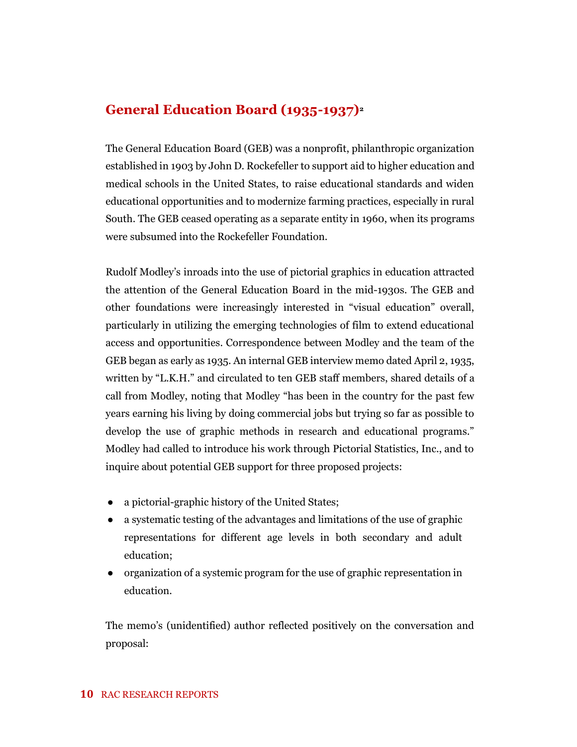## General Education Board (1935-1937)[2]

The General Education Board (GEB) was a nonprofit, philanthropic organization established in 1903 by John D. Rockefeller to support aid to higher education and medical schools in the United States, to raise educational standards and widen educational opportunities and to modernize farming practices, especially in rural South. The GEB ceased operating as a separate entity in 1960, when its programs were subsumed into the Rockefeller Foundation.

Rudolf Modley's inroads into the use of pictorial graphics in education attracted the attention of the General Education Board in the mid-1930s. The GEB and other foundations were increasingly interested in "visual education" overall, particularly in utilizing the emerging technologies of film to extend educational access and opportunities. Correspondence between Modley and the team of the GEB began as early as 1935. An internal GEB interview memo dated April 2, 1935, written by "L.K.H." and circulated to ten GEB staff members, shared details of a call from Modley, noting that Modley "has been in the country for the past few years earning his living by doing commercial jobs but trying so far as possible to develop the use of graphic methods in research and educational programs." Modley had called to introduce his work through Pictorial Statistics, Inc., and to inquire about potential GEB support for three proposed projects:

- a pictorial-graphic history of the United States;
- a systematic testing of the advantages and limitations of the use of graphic representations for different age levels in both secondary and adult education;
- organization of a systemic program for the use of graphic representation in education.

The memo's (unidentified) author reflected positively on the conversation and proposal: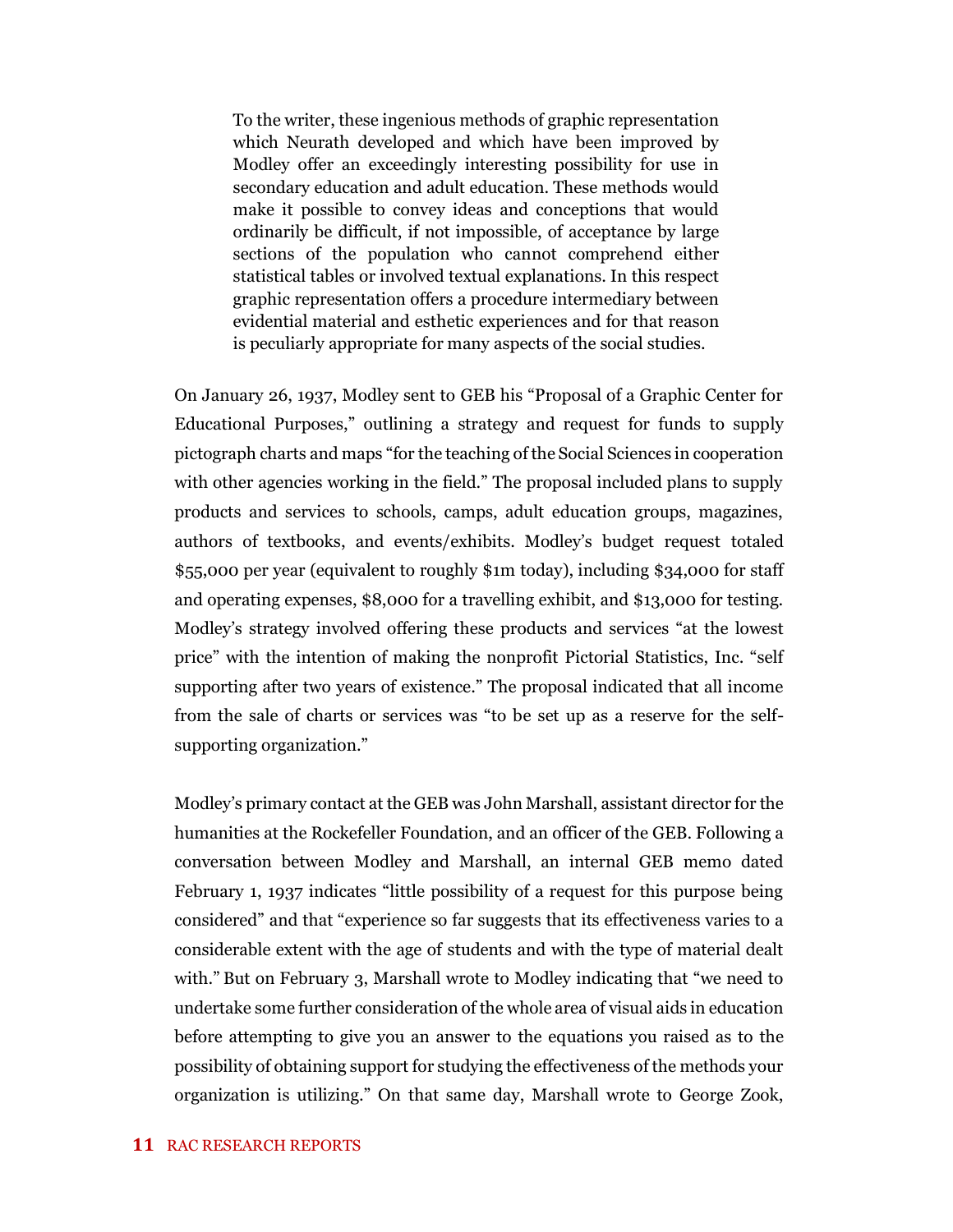> To the writer, these ingenious methods of graphic representation which Neurath developed and which have been improved by Modley offer an exceedingly interesting possibility for use in secondary education and adult education. These methods would make it possible to convey ideas and conceptions that would ordinarily be difficult, if not impossible, of acceptance by large sections of the population who cannot comprehend either statistical tables or involved textual explanations. In this respect graphic representation offers a procedure intermediary between evidential material and esthetic experiences and for that reason is peculiarly appropriate for many aspects of the social studies.

On January 26, 1937, Modley sent to GEB his "Proposal of a Graphic Center for Educational Purposes," outlining a strategy and request for funds to supply pictograph charts and maps "for the teaching of the Social Sciences in cooperation with other agencies working in the field." The proposal included plans to supply products and services to schools, camps, adult education groups, magazines, authors of textbooks, and events/exhibits. Modley's budget request totaled $55,000 per year (equivalent to roughly $1m today), including $34,000 for staff and operating expenses, $8,000 for a travelling exhibit, and $13,000 for testing. Modley's strategy involved offering these products and services "at the lowest price" with the intention of making the nonprofit Pictorial Statistics, Inc. "self supporting after two years of existence." The proposal indicated that all income from the sale of charts or services was "to be set up as a reserve for the self-supporting organization."

Modley's primary contact at the GEB was John Marshall, assistant director for the humanities at the Rockefeller Foundation, and an officer of the GEB. Following a conversation between Modley and Marshall, an internal GEB memo dated February 1, 1937 indicates "little possibility of a request for this purpose being considered" and that "experience so far suggests that its effectiveness varies to a considerable extent with the age of students and with the type of material dealt with." But on February 3, Marshall wrote to Modley indicating that "we need to undertake some further consideration of the whole area of visual aids in education before attempting to give you an answer to the equations you raised as to the possibility of obtaining support for studying the effectiveness of the methods your organization is utilizing." On that same day, Marshall wrote to George Zook,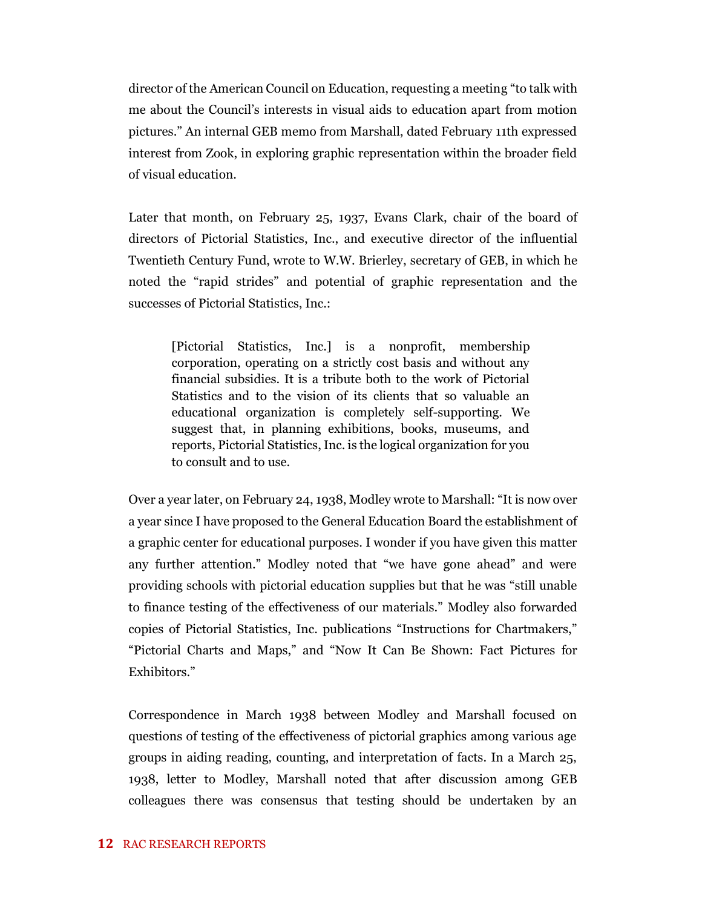director of the American Council on Education, requesting a meeting "to talk with me about the Council's interests in visual aids to education apart from motion pictures." An internal GEB memo from Marshall, dated February 11th expressed interest from Zook, in exploring graphic representation within the broader field of visual education.

Later that month, on February 25, 1937, Evans Clark, chair of the board of directors of Pictorial Statistics, Inc., and executive director of the influential Twentieth Century Fund, wrote to W.W. Brierley, secretary of GEB, in which he noted the "rapid strides" and potential of graphic representation and the successes of Pictorial Statistics, Inc.:

> [Pictorial Statistics, Inc.] is a nonprofit, membership corporation, operating on a strictly cost basis and without any financial subsidies. It is a tribute both to the work of Pictorial Statistics and to the vision of its clients that so valuable an educational organization is completely self-supporting. We suggest that, in planning exhibitions, books, museums, and reports, Pictorial Statistics, Inc. is the logical organization for you to consult and to use.

Over a year later, on February 24, 1938, Modley wrote to Marshall: "It is now over a year since I have proposed to the General Education Board the establishment of a graphic center for educational purposes. I wonder if you have given this matter any further attention." Modley noted that "we have gone ahead" and were providing schools with pictorial education supplies but that he was "still unable to finance testing of the effectiveness of our materials." Modley also forwarded copies of Pictorial Statistics, Inc. publications "Instructions for Chartmakers," "Pictorial Charts and Maps," and "Now It Can Be Shown: Fact Pictures for Exhibitors."

Correspondence in March 1938 between Modley and Marshall focused on questions of testing of the effectiveness of pictorial graphics among various age groups in aiding reading, counting, and interpretation of facts. In a March 25, 1938, letter to Modley, Marshall noted that after discussion among GEB colleagues there was consensus that testing should be undertaken by an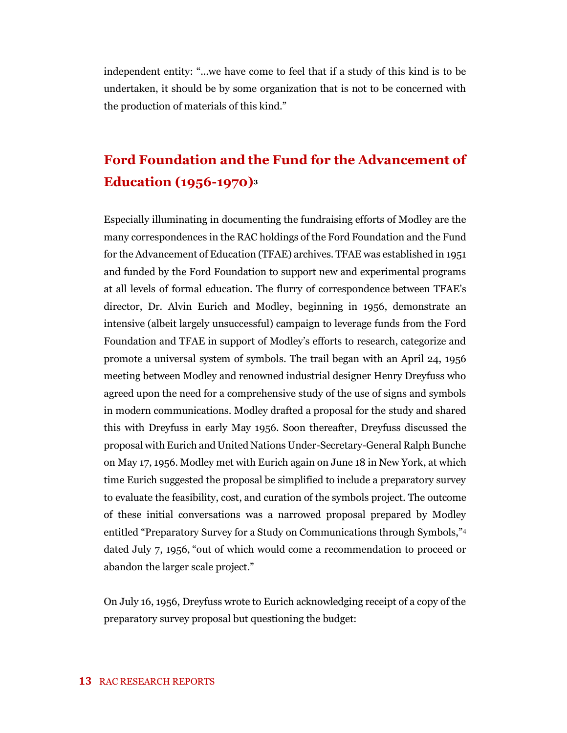independent entity: "...we have come to feel that if a study of this kind is to be undertaken, it should be by some organization that is not to be concerned with the production of materials of this kind."

## Ford Foundation and the Fund for the Advancement of Education (1956-1970)[3]

Especially illuminating in documenting the fundraising efforts of Modley are the many correspondences in the RAC holdings of the Ford Foundation and the Fund for the Advancement of Education (TFAE) archives. TFAE was established in 1951 and funded by the Ford Foundation to support new and experimental programs at all levels of formal education. The flurry of correspondence between TFAE's director, Dr. Alvin Eurich and Modley, beginning in 1956, demonstrate an intensive (albeit largely unsuccessful) campaign to leverage funds from the Ford Foundation and TFAE in support of Modley's efforts to research, categorize and promote a universal system of symbols. The trail began with an April 24, 1956 meeting between Modley and renowned industrial designer Henry Dreyfuss who agreed upon the need for a comprehensive study of the use of signs and symbols in modern communications. Modley drafted a proposal for the study and shared this with Dreyfuss in early May 1956. Soon thereafter, Dreyfuss discussed the proposal with Eurich and United Nations Under-Secretary-General Ralph Bunche on May 17, 1956. Modley met with Eurich again on June 18 in New York, at which time Eurich suggested the proposal be simplified to include a preparatory survey to evaluate the feasibility, cost, and curation of the symbols project. The outcome of these initial conversations was a narrowed proposal prepared by Modley entitled "Preparatory Survey for a Study on Communications through Symbols,"[4] dated July 7, 1956, "out of which would come a recommendation to proceed or abandon the larger scale project."

On July 16, 1956, Dreyfuss wrote to Eurich acknowledging receipt of a copy of the preparatory survey proposal but questioning the budget: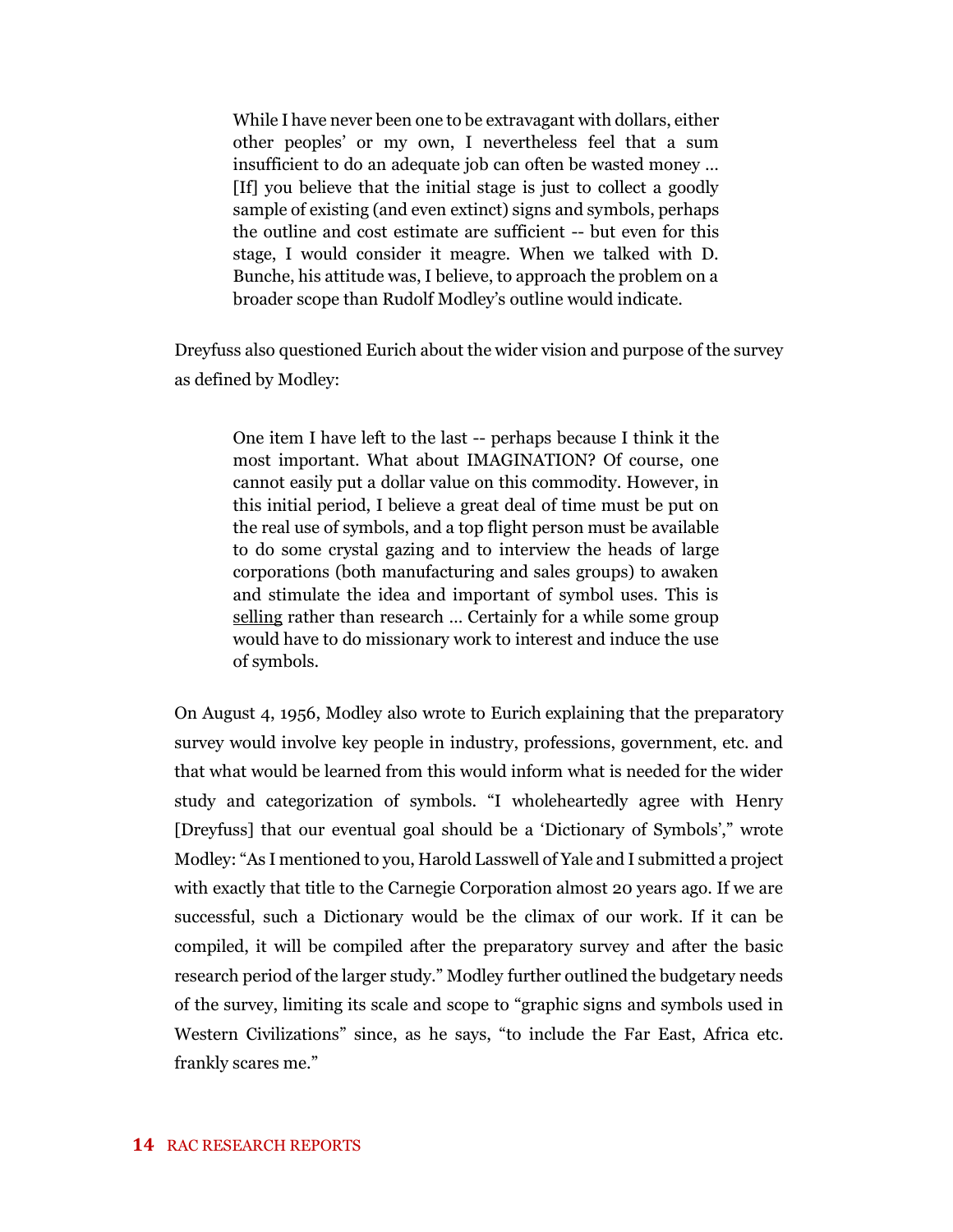> While I have never been one to be extravagant with dollars, either other peoples' or my own, I nevertheless feel that a sum insufficient to do an adequate job can often be wasted money … [If] you believe that the initial stage is just to collect a goodly sample of existing (and even extinct) signs and symbols, perhaps the outline and cost estimate are sufficient -- but even for this stage, I would consider it meagre. When we talked with D. Bunche, his attitude was, I believe, to approach the problem on a broader scope than Rudolf Modley's outline would indicate.

Dreyfuss also questioned Eurich about the wider vision and purpose of the survey as defined by Modley:

> One item I have left to the last -- perhaps because I think it the most important. What about IMAGINATION? Of course, one cannot easily put a dollar value on this commodity. However, in this initial period, I believe a great deal of time must be put on the real use of symbols, and a top flight person must be available to do some crystal gazing and to interview the heads of large corporations (both manufacturing and sales groups) to awaken and stimulate the idea and important of symbol uses. This is <u>selling</u> rather than research … Certainly for a while some group would have to do missionary work to interest and induce the use of symbols.

On August 4, 1956, Modley also wrote to Eurich explaining that the preparatory survey would involve key people in industry, professions, government, etc. and that what would be learned from this would inform what is needed for the wider study and categorization of symbols. "I wholeheartedly agree with Henry [Dreyfuss] that our eventual goal should be a 'Dictionary of Symbols'," wrote Modley: "As I mentioned to you, Harold Lasswell of Yale and I submitted a project with exactly that title to the Carnegie Corporation almost 20 years ago. If we are successful, such a Dictionary would be the climax of our work. If it can be compiled, it will be compiled after the preparatory survey and after the basic research period of the larger study." Modley further outlined the budgetary needs of the survey, limiting its scale and scope to "graphic signs and symbols used in Western Civilizations" since, as he says, "to include the Far East, Africa etc. frankly scares me."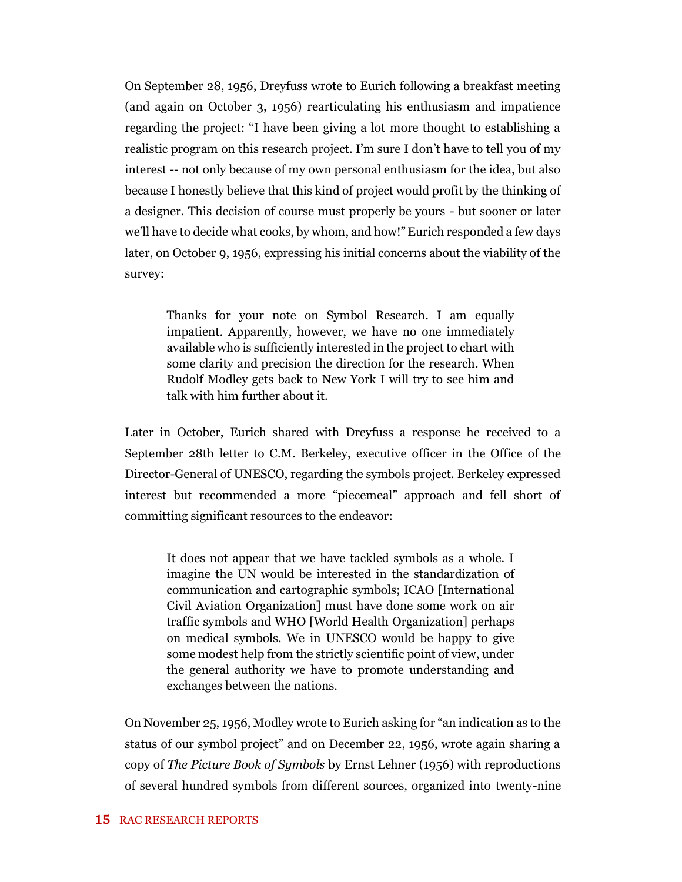On September 28, 1956, Dreyfuss wrote to Eurich following a breakfast meeting (and again on October 3, 1956) rearticulating his enthusiasm and impatience regarding the project: "I have been giving a lot more thought to establishing a realistic program on this research project. I'm sure I don't have to tell you of my interest -- not only because of my own personal enthusiasm for the idea, but also because I honestly believe that this kind of project would profit by the thinking of a designer. This decision of course must properly be yours - but sooner or later we'll have to decide what cooks, by whom, and how!" Eurich responded a few days later, on October 9, 1956, expressing his initial concerns about the viability of the survey:

> Thanks for your note on Symbol Research. I am equally impatient. Apparently, however, we have no one immediately available who is sufficiently interested in the project to chart with some clarity and precision the direction for the research. When Rudolf Modley gets back to New York I will try to see him and talk with him further about it.

Later in October, Eurich shared with Dreyfuss a response he received to a September 28th letter to C.M. Berkeley, executive officer in the Office of the Director-General of UNESCO, regarding the symbols project. Berkeley expressed interest but recommended a more "piecemeal" approach and fell short of committing significant resources to the endeavor:

> It does not appear that we have tackled symbols as a whole. I imagine the UN would be interested in the standardization of communication and cartographic symbols; ICAO [International Civil Aviation Organization] must have done some work on air traffic symbols and WHO [World Health Organization] perhaps on medical symbols. We in UNESCO would be happy to give some modest help from the strictly scientific point of view, under the general authority we have to promote understanding and exchanges between the nations.

On November 25, 1956, Modley wrote to Eurich asking for "an indication as to the status of our symbol project" and on December 22, 1956, wrote again sharing a copy of *The Picture Book of Symbols* by Ernst Lehner (1956) with reproductions of several hundred symbols from different sources, organized into twenty-nine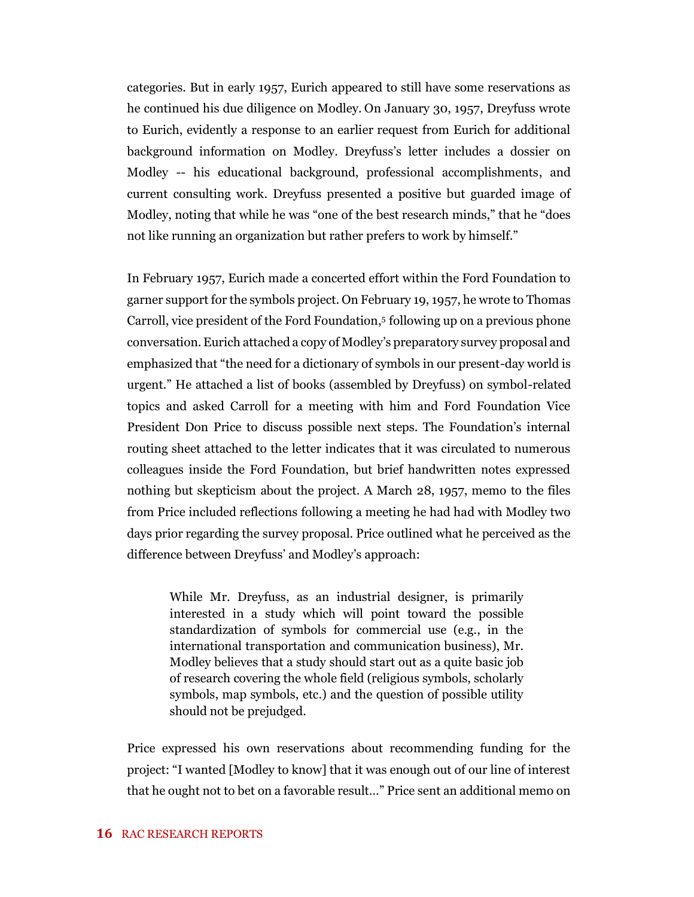categories. But in early 1957, Eurich appeared to still have some reservations as he continued his due diligence on Modley. On January 30, 1957, Dreyfuss wrote to Eurich, evidently a response to an earlier request from Eurich for additional background information on Modley. Dreyfuss's letter includes a dossier on Modley -- his educational background, professional accomplishments, and current consulting work. Dreyfuss presented a positive but guarded image of Modley, noting that while he was "one of the best research minds," that he "does not like running an organization but rather prefers to work by himself."

In February 1957, Eurich made a concerted effort within the Ford Foundation to garner support for the symbols project. On February 19, 1957, he wrote to Thomas Carroll, vice president of the Ford Foundation,[5] following up on a previous phone conversation. Eurich attached a copy of Modley's preparatory survey proposal and emphasized that "the need for a dictionary of symbols in our present-day world is urgent." He attached a list of books (assembled by Dreyfuss) on symbol-related topics and asked Carroll for a meeting with him and Ford Foundation Vice President Don Price to discuss possible next steps. The Foundation's internal routing sheet attached to the letter indicates that it was circulated to numerous colleagues inside the Ford Foundation, but brief handwritten notes expressed nothing but skepticism about the project. A March 28, 1957, memo to the files from Price included reflections following a meeting he had had with Modley two days prior regarding the survey proposal. Price outlined what he perceived as the difference between Dreyfuss' and Modley's approach:

> While Mr. Dreyfuss, as an industrial designer, is primarily interested in a study which will point toward the possible standardization of symbols for commercial use (e.g., in the international transportation and communication business), Mr. Modley believes that a study should start out as a quite basic job of research covering the whole field (religious symbols, scholarly symbols, map symbols, etc.) and the question of possible utility should not be prejudged.

Price expressed his own reservations about recommending funding for the project: "I wanted [Modley to know] that it was enough out of our line of interest that he ought not to bet on a favorable result…" Price sent an additional memo on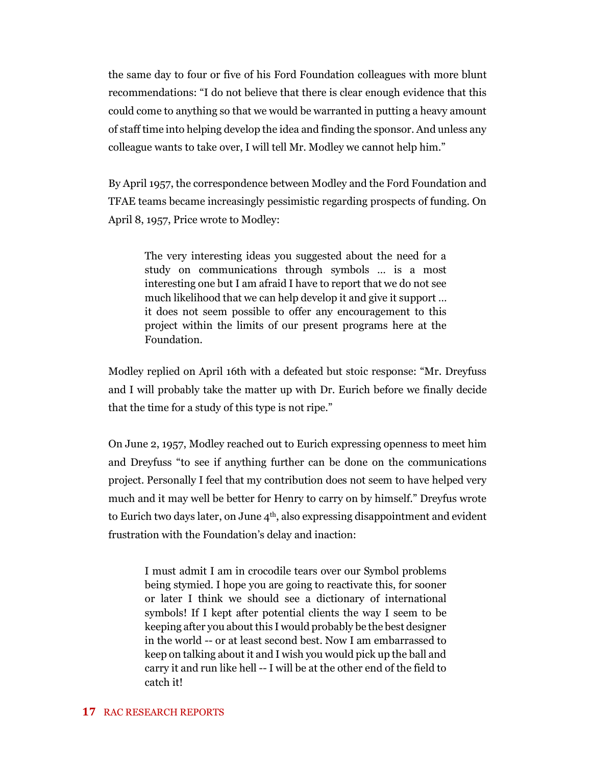the same day to four or five of his Ford Foundation colleagues with more blunt recommendations: "I do not believe that there is clear enough evidence that this could come to anything so that we would be warranted in putting a heavy amount of staff time into helping develop the idea and finding the sponsor. And unless any colleague wants to take over, I will tell Mr. Modley we cannot help him."

By April 1957, the correspondence between Modley and the Ford Foundation and TFAE teams became increasingly pessimistic regarding prospects of funding. On April 8, 1957, Price wrote to Modley:

> The very interesting ideas you suggested about the need for a study on communications through symbols ... is a most interesting one but I am afraid I have to report that we do not see much likelihood that we can help develop it and give it support ... it does not seem possible to offer any encouragement to this project within the limits of our present programs here at the Foundation.

Modley replied on April 16th with a defeated but stoic response: "Mr. Dreyfuss and I will probably take the matter up with Dr. Eurich before we finally decide that the time for a study of this type is not ripe."

On June 2, 1957, Modley reached out to Eurich expressing openness to meet him and Dreyfuss "to see if anything further can be done on the communications project. Personally I feel that my contribution does not seem to have helped very much and it may well be better for Henry to carry on by himself." Dreyfus wrote to Eurich two days later, on June 4th, also expressing disappointment and evident frustration with the Foundation's delay and inaction:

> I must admit I am in crocodile tears over our Symbol problems being stymied. I hope you are going to reactivate this, for sooner or later I think we should see a dictionary of international symbols! If I kept after potential clients the way I seem to be keeping after you about this I would probably be the best designer in the world -- or at least second best. Now I am embarrassed to keep on talking about it and I wish you would pick up the ball and carry it and run like hell -- I will be at the other end of the field to catch it!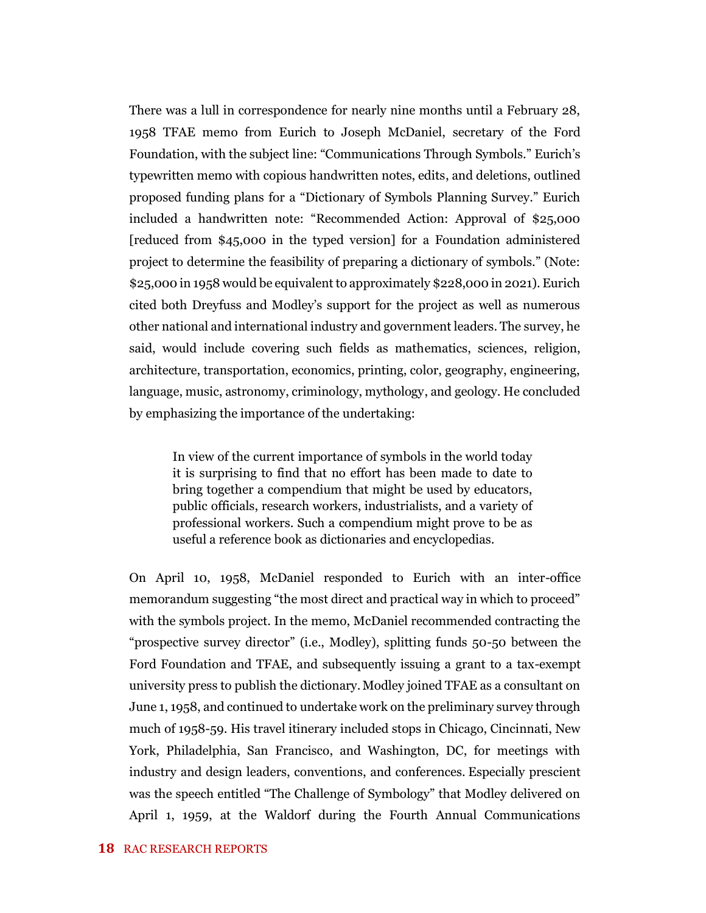There was a lull in correspondence for nearly nine months until a February 28, 1958 TFAE memo from Eurich to Joseph McDaniel, secretary of the Ford Foundation, with the subject line: "Communications Through Symbols." Eurich's typewritten memo with copious handwritten notes, edits, and deletions, outlined proposed funding plans for a "Dictionary of Symbols Planning Survey." Eurich included a handwritten note: "Recommended Action: Approval of $25,000 [reduced from $45,000 in the typed version] for a Foundation administered project to determine the feasibility of preparing a dictionary of symbols." (Note: $25,000 in 1958 would be equivalent to approximately $228,000 in 2021). Eurich cited both Dreyfuss and Modley's support for the project as well as numerous other national and international industry and government leaders. The survey, he said, would include covering such fields as mathematics, sciences, religion, architecture, transportation, economics, printing, color, geography, engineering, language, music, astronomy, criminology, mythology, and geology. He concluded by emphasizing the importance of the undertaking:

> In view of the current importance of symbols in the world today it is surprising to find that no effort has been made to date to bring together a compendium that might be used by educators, public officials, research workers, industrialists, and a variety of professional workers. Such a compendium might prove to be as useful a reference book as dictionaries and encyclopedias.

On April 10, 1958, McDaniel responded to Eurich with an inter-office memorandum suggesting "the most direct and practical way in which to proceed" with the symbols project. In the memo, McDaniel recommended contracting the "prospective survey director" (i.e., Modley), splitting funds 50-50 between the Ford Foundation and TFAE, and subsequently issuing a grant to a tax-exempt university press to publish the dictionary. Modley joined TFAE as a consultant on June 1, 1958, and continued to undertake work on the preliminary survey through much of 1958-59. His travel itinerary included stops in Chicago, Cincinnati, New York, Philadelphia, San Francisco, and Washington, DC, for meetings with industry and design leaders, conventions, and conferences. Especially prescient was the speech entitled "The Challenge of Symbology" that Modley delivered on April 1, 1959, at the Waldorf during the Fourth Annual Communications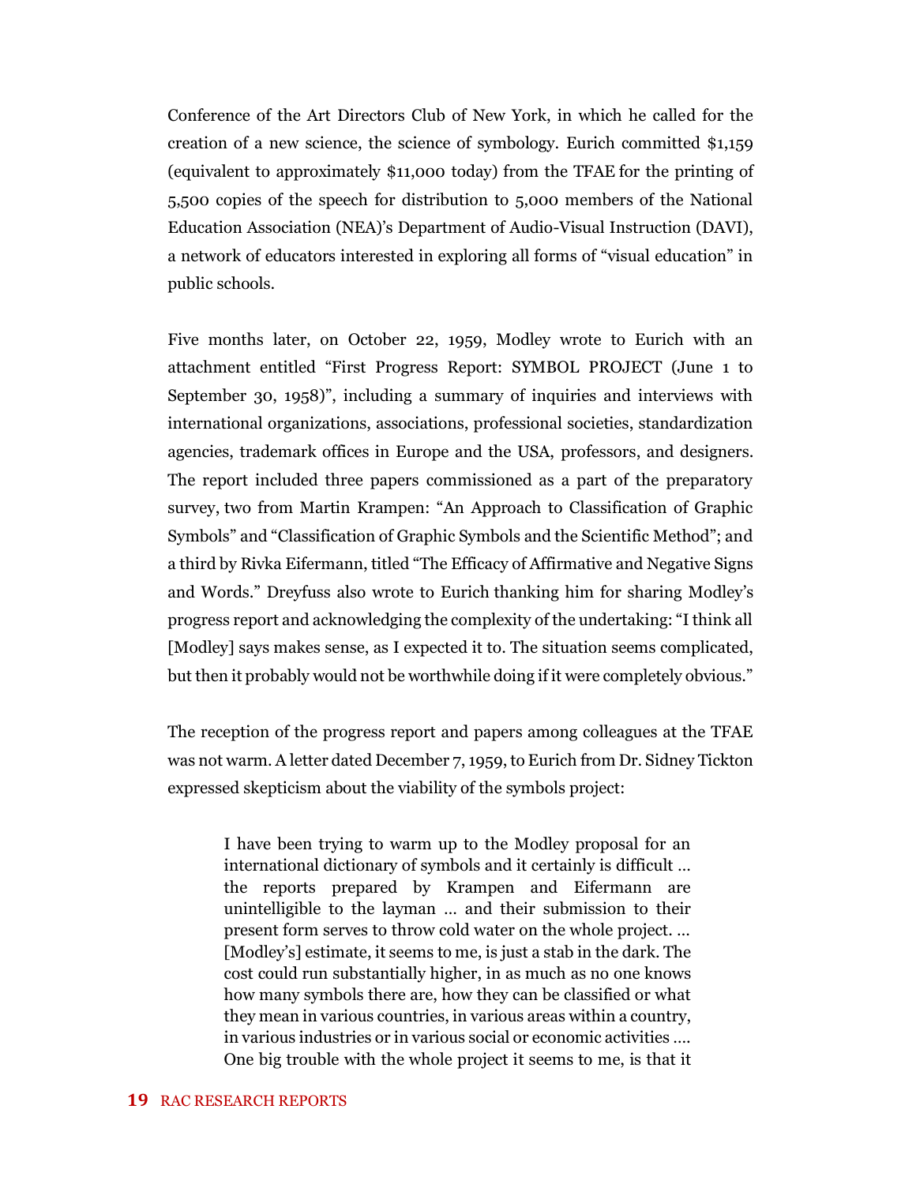Conference of the Art Directors Club of New York, in which he called for the creation of a new science, the science of symbology. Eurich committed $1,159 (equivalent to approximately $11,000 today) from the TFAE for the printing of 5,500 copies of the speech for distribution to 5,000 members of the National Education Association (NEA)'s Department of Audio-Visual Instruction (DAVI), a network of educators interested in exploring all forms of "visual education" in public schools.

Five months later, on October 22, 1959, Modley wrote to Eurich with an attachment entitled "First Progress Report: SYMBOL PROJECT (June 1 to September 30, 1958)", including a summary of inquiries and interviews with international organizations, associations, professional societies, standardization agencies, trademark offices in Europe and the USA, professors, and designers. The report included three papers commissioned as a part of the preparatory survey, two from Martin Krampen: "An Approach to Classification of Graphic Symbols" and "Classification of Graphic Symbols and the Scientific Method"; and a third by Rivka Eifermann, titled "The Efficacy of Affirmative and Negative Signs and Words." Dreyfuss also wrote to Eurich thanking him for sharing Modley's progress report and acknowledging the complexity of the undertaking: "I think all [Modley] says makes sense, as I expected it to. The situation seems complicated, but then it probably would not be worthwhile doing if it were completely obvious."

The reception of the progress report and papers among colleagues at the TFAE was not warm. A letter dated December 7, 1959, to Eurich from Dr. Sidney Tickton expressed skepticism about the viability of the symbols project:

> I have been trying to warm up to the Modley proposal for an international dictionary of symbols and it certainly is difficult … the reports prepared by Krampen and Eifermann are unintelligible to the layman … and their submission to their present form serves to throw cold water on the whole project. … [Modley's] estimate, it seems to me, is just a stab in the dark. The cost could run substantially higher, in as much as no one knows how many symbols there are, how they can be classified or what they mean in various countries, in various areas within a country, in various industries or in various social or economic activities …. One big trouble with the whole project it seems to me, is that it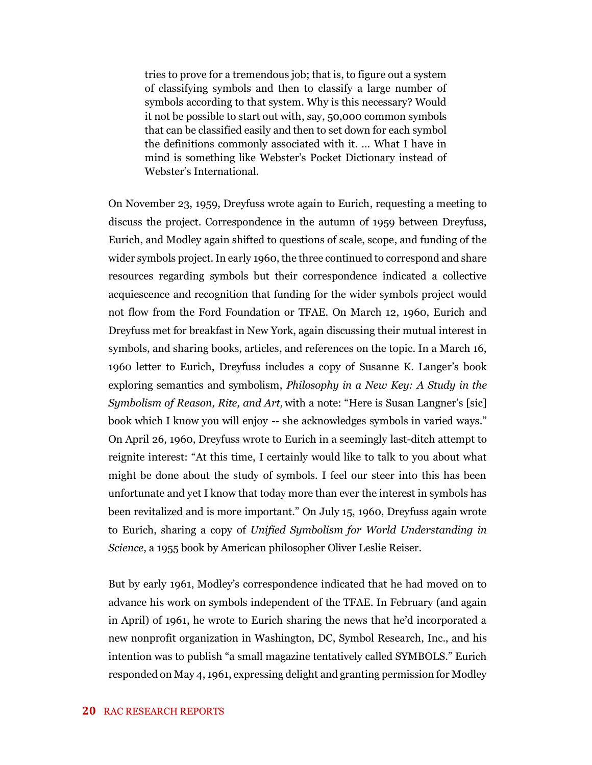> tries to prove for a tremendous job; that is, to figure out a system of classifying symbols and then to classify a large number of symbols according to that system. Why is this necessary? Would it not be possible to start out with, say, 50,000 common symbols that can be classified easily and then to set down for each symbol the definitions commonly associated with it. ... What I have in mind is something like Webster's Pocket Dictionary instead of Webster's International.

On November 23, 1959, Dreyfuss wrote again to Eurich, requesting a meeting to discuss the project. Correspondence in the autumn of 1959 between Dreyfuss, Eurich, and Modley again shifted to questions of scale, scope, and funding of the wider symbols project. In early 1960, the three continued to correspond and share resources regarding symbols but their correspondence indicated a collective acquiescence and recognition that funding for the wider symbols project would not flow from the Ford Foundation or TFAE. On March 12, 1960, Eurich and Dreyfuss met for breakfast in New York, again discussing their mutual interest in symbols, and sharing books, articles, and references on the topic. In a March 16, 1960 letter to Eurich, Dreyfuss includes a copy of Susanne K. Langer's book exploring semantics and symbolism, *Philosophy in a New Key: A Study in the Symbolism of Reason, Rite, and Art,* with a note: "Here is Susan Langner's [sic] book which I know you will enjoy -- she acknowledges symbols in varied ways." On April 26, 1960, Dreyfuss wrote to Eurich in a seemingly last-ditch attempt to reignite interest: "At this time, I certainly would like to talk to you about what might be done about the study of symbols. I feel our steer into this has been unfortunate and yet I know that today more than ever the interest in symbols has been revitalized and is more important." On July 15, 1960, Dreyfuss again wrote to Eurich, sharing a copy of *Unified Symbolism for World Understanding in Science*, a 1955 book by American philosopher Oliver Leslie Reiser.

But by early 1961, Modley's correspondence indicated that he had moved on to advance his work on symbols independent of the TFAE. In February (and again in April) of 1961, he wrote to Eurich sharing the news that he'd incorporated a new nonprofit organization in Washington, DC, Symbol Research, Inc., and his intention was to publish "a small magazine tentatively called SYMBOLS." Eurich responded on May 4, 1961, expressing delight and granting permission for Modley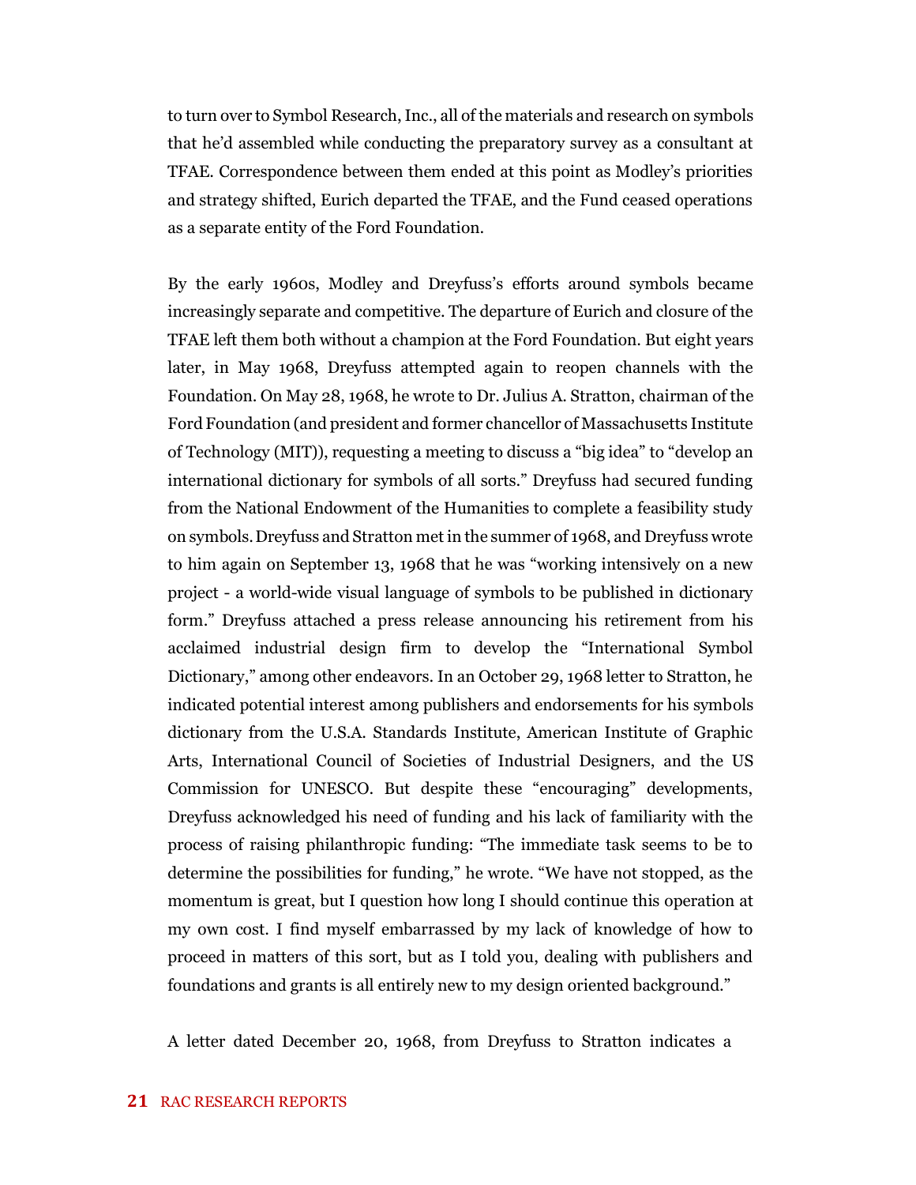to turn over to Symbol Research, Inc., all of the materials and research on symbols that he'd assembled while conducting the preparatory survey as a consultant at TFAE. Correspondence between them ended at this point as Modley's priorities and strategy shifted, Eurich departed the TFAE, and the Fund ceased operations as a separate entity of the Ford Foundation.

By the early 1960s, Modley and Dreyfuss's efforts around symbols became increasingly separate and competitive. The departure of Eurich and closure of the TFAE left them both without a champion at the Ford Foundation. But eight years later, in May 1968, Dreyfuss attempted again to reopen channels with the Foundation. On May 28, 1968, he wrote to Dr. Julius A. Stratton, chairman of the Ford Foundation (and president and former chancellor of Massachusetts Institute of Technology (MIT)), requesting a meeting to discuss a "big idea" to "develop an international dictionary for symbols of all sorts." Dreyfuss had secured funding from the National Endowment of the Humanities to complete a feasibility study on symbols. Dreyfuss and Stratton met in the summer of 1968, and Dreyfuss wrote to him again on September 13, 1968 that he was "working intensively on a new project - a world-wide visual language of symbols to be published in dictionary form." Dreyfuss attached a press release announcing his retirement from his acclaimed industrial design firm to develop the "International Symbol Dictionary," among other endeavors. In an October 29, 1968 letter to Stratton, he indicated potential interest among publishers and endorsements for his symbols dictionary from the U.S.A. Standards Institute, American Institute of Graphic Arts, International Council of Societies of Industrial Designers, and the US Commission for UNESCO. But despite these "encouraging" developments, Dreyfuss acknowledged his need of funding and his lack of familiarity with the process of raising philanthropic funding: "The immediate task seems to be to determine the possibilities for funding," he wrote. "We have not stopped, as the momentum is great, but I question how long I should continue this operation at my own cost. I find myself embarrassed by my lack of knowledge of how to proceed in matters of this sort, but as I told you, dealing with publishers and foundations and grants is all entirely new to my design oriented background."

A letter dated December 20, 1968, from Dreyfuss to Stratton indicates a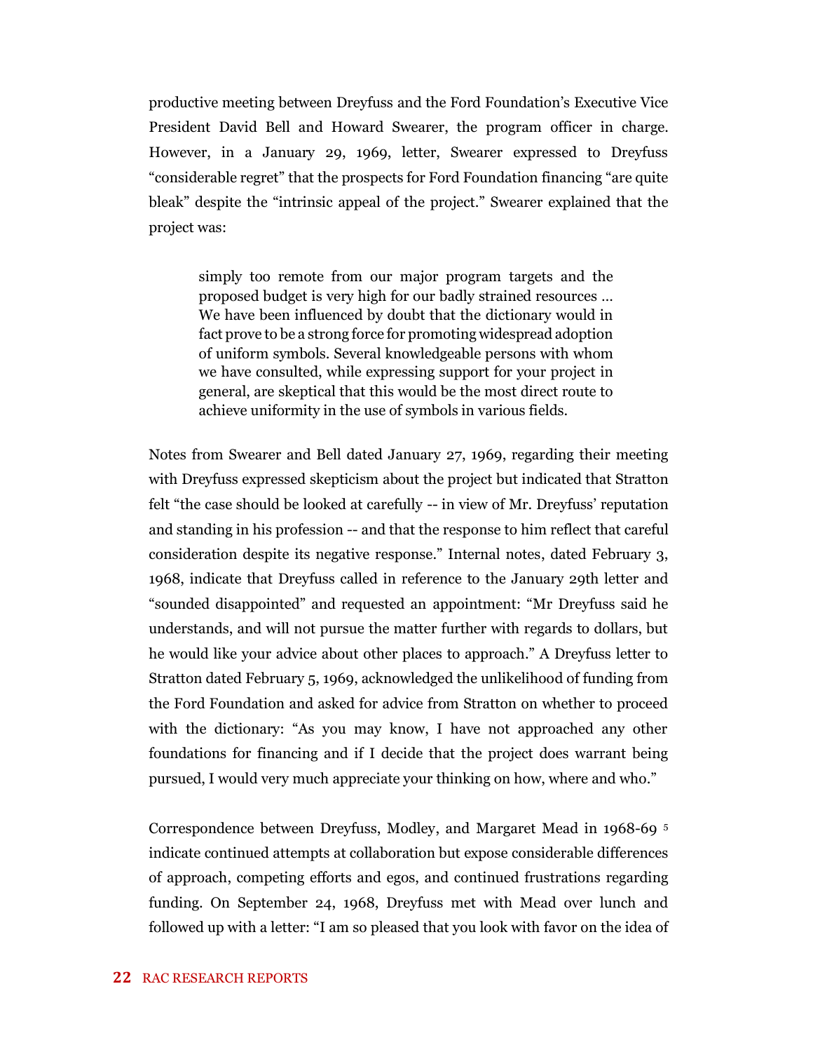productive meeting between Dreyfuss and the Ford Foundation's Executive Vice President David Bell and Howard Swearer, the program officer in charge. However, in a January 29, 1969, letter, Swearer expressed to Dreyfuss "considerable regret" that the prospects for Ford Foundation financing "are quite bleak" despite the "intrinsic appeal of the project." Swearer explained that the project was:

> simply too remote from our major program targets and the proposed budget is very high for our badly strained resources … We have been influenced by doubt that the dictionary would in fact prove to be a strong force for promoting widespread adoption of uniform symbols. Several knowledgeable persons with whom we have consulted, while expressing support for your project in general, are skeptical that this would be the most direct route to achieve uniformity in the use of symbols in various fields.

Notes from Swearer and Bell dated January 27, 1969, regarding their meeting with Dreyfuss expressed skepticism about the project but indicated that Stratton felt "the case should be looked at carefully -- in view of Mr. Dreyfuss' reputation and standing in his profession -- and that the response to him reflect that careful consideration despite its negative response." Internal notes, dated February 3, 1968, indicate that Dreyfuss called in reference to the January 29th letter and "sounded disappointed" and requested an appointment: "Mr Dreyfuss said he understands, and will not pursue the matter further with regards to dollars, but he would like your advice about other places to approach." A Dreyfuss letter to Stratton dated February 5, 1969, acknowledged the unlikelihood of funding from the Ford Foundation and asked for advice from Stratton on whether to proceed with the dictionary: "As you may know, I have not approached any other foundations for financing and if I decide that the project does warrant being pursued, I would very much appreciate your thinking on how, where and who."

Correspondence between Dreyfuss, Modley, and Margaret Mead in 1968-69 [5] indicate continued attempts at collaboration but expose considerable differences of approach, competing efforts and egos, and continued frustrations regarding funding. On September 24, 1968, Dreyfuss met with Mead over lunch and followed up with a letter: "I am so pleased that you look with favor on the idea of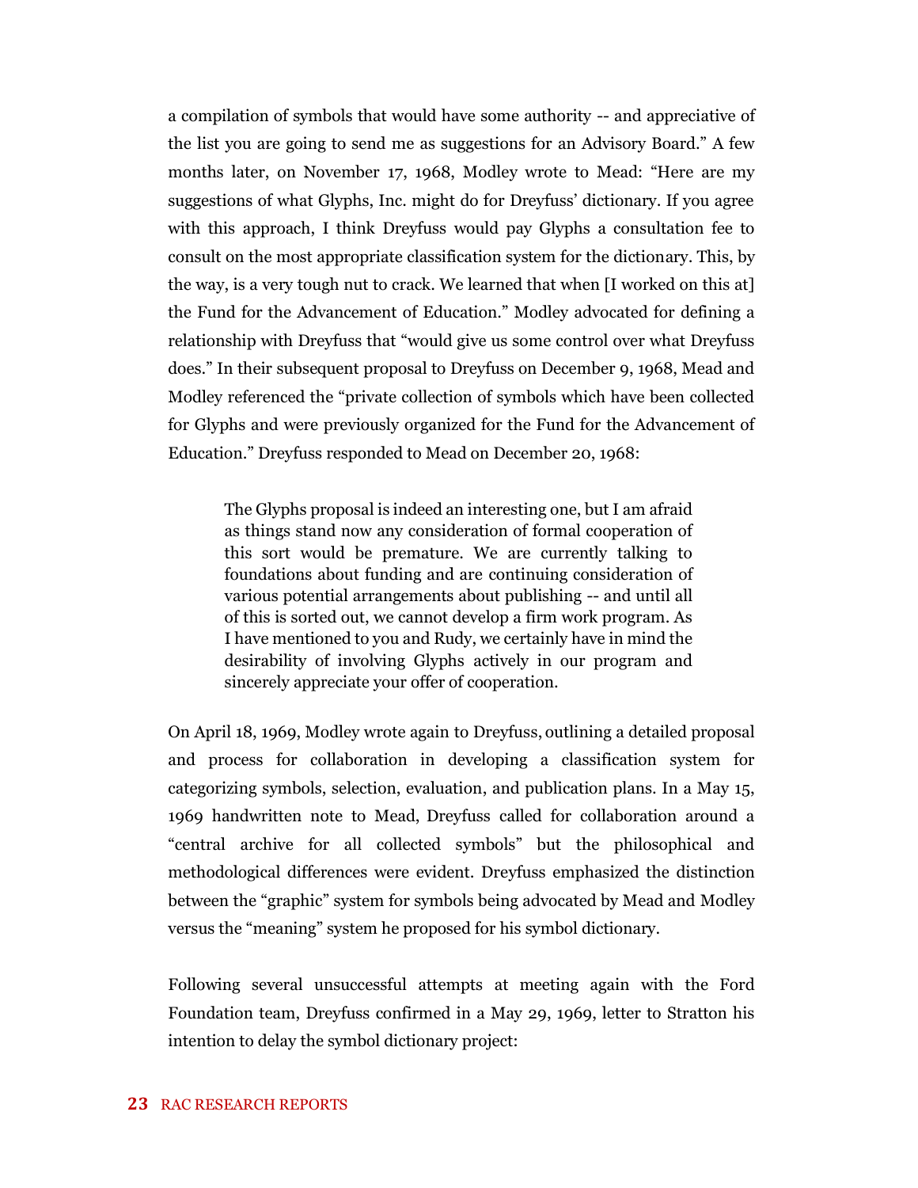a compilation of symbols that would have some authority -- and appreciative of the list you are going to send me as suggestions for an Advisory Board." A few months later, on November 17, 1968, Modley wrote to Mead: "Here are my suggestions of what Glyphs, Inc. might do for Dreyfuss' dictionary. If you agree with this approach, I think Dreyfuss would pay Glyphs a consultation fee to consult on the most appropriate classification system for the dictionary. This, by the way, is a very tough nut to crack. We learned that when [I worked on this at] the Fund for the Advancement of Education." Modley advocated for defining a relationship with Dreyfuss that "would give us some control over what Dreyfuss does." In their subsequent proposal to Dreyfuss on December 9, 1968, Mead and Modley referenced the "private collection of symbols which have been collected for Glyphs and were previously organized for the Fund for the Advancement of Education." Dreyfuss responded to Mead on December 20, 1968:

> The Glyphs proposal is indeed an interesting one, but I am afraid as things stand now any consideration of formal cooperation of this sort would be premature. We are currently talking to foundations about funding and are continuing consideration of various potential arrangements about publishing -- and until all of this is sorted out, we cannot develop a firm work program. As I have mentioned to you and Rudy, we certainly have in mind the desirability of involving Glyphs actively in our program and sincerely appreciate your offer of cooperation.

On April 18, 1969, Modley wrote again to Dreyfuss, outlining a detailed proposal and process for collaboration in developing a classification system for categorizing symbols, selection, evaluation, and publication plans. In a May 15, 1969 handwritten note to Mead, Dreyfuss called for collaboration around a "central archive for all collected symbols" but the philosophical and methodological differences were evident. Dreyfuss emphasized the distinction between the "graphic" system for symbols being advocated by Mead and Modley versus the "meaning" system he proposed for his symbol dictionary.

Following several unsuccessful attempts at meeting again with the Ford Foundation team, Dreyfuss confirmed in a May 29, 1969, letter to Stratton his intention to delay the symbol dictionary project: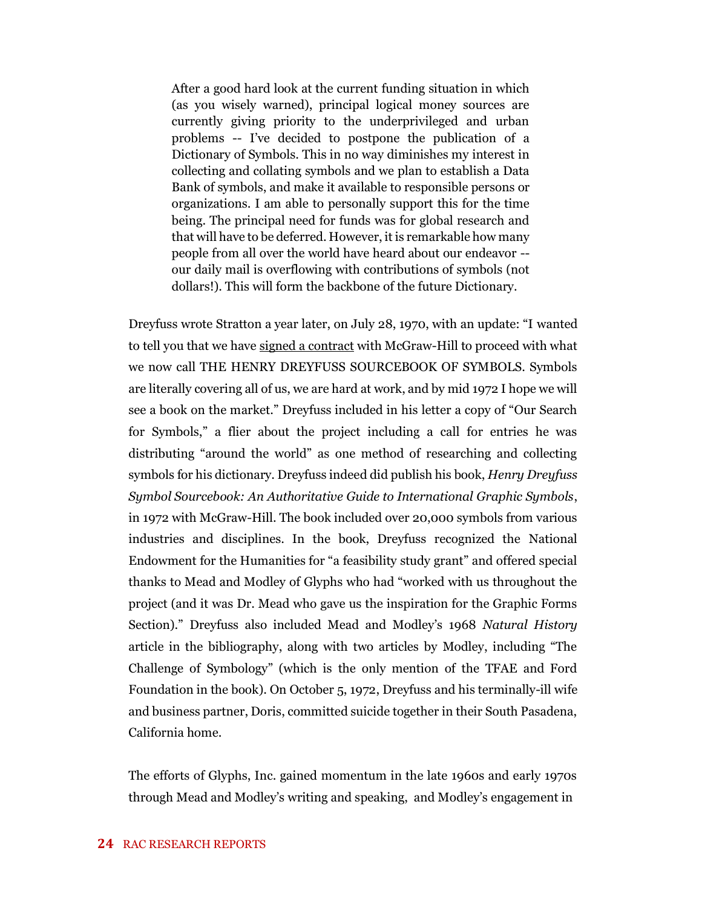> After a good hard look at the current funding situation in which (as you wisely warned), principal logical money sources are currently giving priority to the underprivileged and urban problems -- I've decided to postpone the publication of a Dictionary of Symbols. This in no way diminishes my interest in collecting and collating symbols and we plan to establish a Data Bank of symbols, and make it available to responsible persons or organizations. I am able to personally support this for the time being. The principal need for funds was for global research and that will have to be deferred. However, it is remarkable how many people from all over the world have heard about our endeavor -- our daily mail is overflowing with contributions of symbols (not dollars!). This will form the backbone of the future Dictionary.

Dreyfuss wrote Stratton a year later, on July 28, 1970, with an update: "I wanted to tell you that we have signed a contract with McGraw-Hill to proceed with what we now call THE HENRY DREYFUSS SOURCEBOOK OF SYMBOLS. Symbols are literally covering all of us, we are hard at work, and by mid 1972 I hope we will see a book on the market." Dreyfuss included in his letter a copy of "Our Search for Symbols," a flier about the project including a call for entries he was distributing "around the world" as one method of researching and collecting symbols for his dictionary. Dreyfuss indeed did publish his book, *Henry Dreyfuss Symbol Sourcebook: An Authoritative Guide to International Graphic Symbols*, in 1972 with McGraw-Hill. The book included over 20,000 symbols from various industries and disciplines. In the book, Dreyfuss recognized the National Endowment for the Humanities for "a feasibility study grant" and offered special thanks to Mead and Modley of Glyphs who had "worked with us throughout the project (and it was Dr. Mead who gave us the inspiration for the Graphic Forms Section)." Dreyfuss also included Mead and Modley's 1968 *Natural History* article in the bibliography, along with two articles by Modley, including "The Challenge of Symbology" (which is the only mention of the TFAE and Ford Foundation in the book). On October 5, 1972, Dreyfuss and his terminally-ill wife and business partner, Doris, committed suicide together in their South Pasadena, California home.

The efforts of Glyphs, Inc. gained momentum in the late 1960s and early 1970s through Mead and Modley's writing and speaking, and Modley's engagement in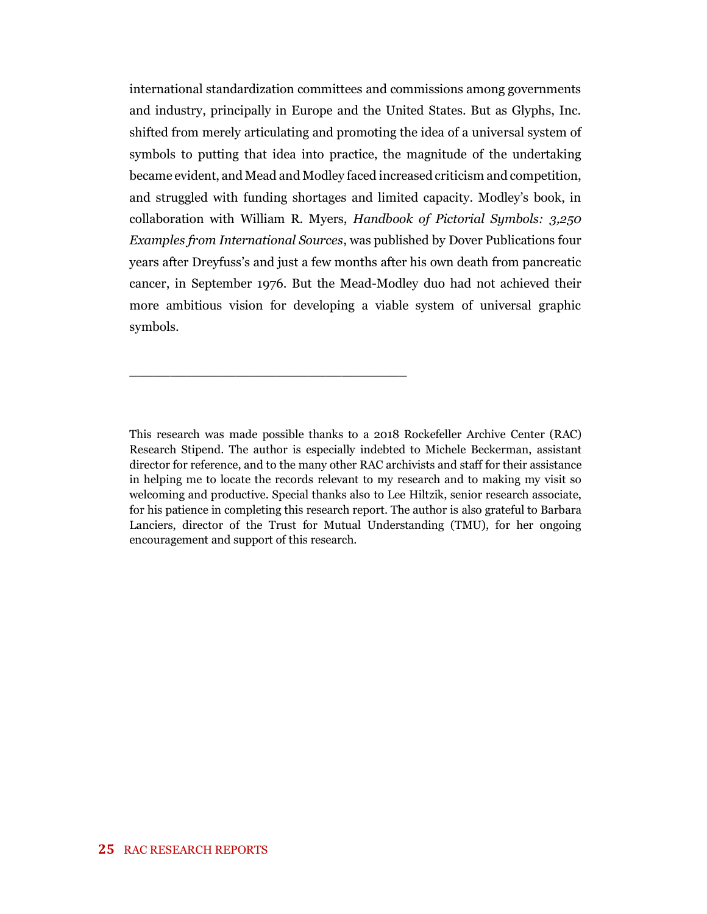international standardization committees and commissions among governments and industry, principally in Europe and the United States. But as Glyphs, Inc. shifted from merely articulating and promoting the idea of a universal system of symbols to putting that idea into practice, the magnitude of the undertaking became evident, and Mead and Modley faced increased criticism and competition, and struggled with funding shortages and limited capacity. Modley's book, in collaboration with William R. Myers, *Handbook of Pictorial Symbols: 3,250 Examples from International Sources*, was published by Dover Publications four years after Dreyfuss's and just a few months after his own death from pancreatic cancer, in September 1976. But the Mead-Modley duo had not achieved their more ambitious vision for developing a viable system of universal graphic symbols.

---

This research was made possible thanks to a 2018 Rockefeller Archive Center (RAC) Research Stipend. The author is especially indebted to Michele Beckerman, assistant director for reference, and to the many other RAC archivists and staff for their assistance in helping me to locate the records relevant to my research and to making my visit so welcoming and productive. Special thanks also to Lee Hiltzik, senior research associate, for his patience in completing this research report. The author is also grateful to Barbara Lanciers, director of the Trust for Mutual Understanding (TMU), for her ongoing encouragement and support of this research.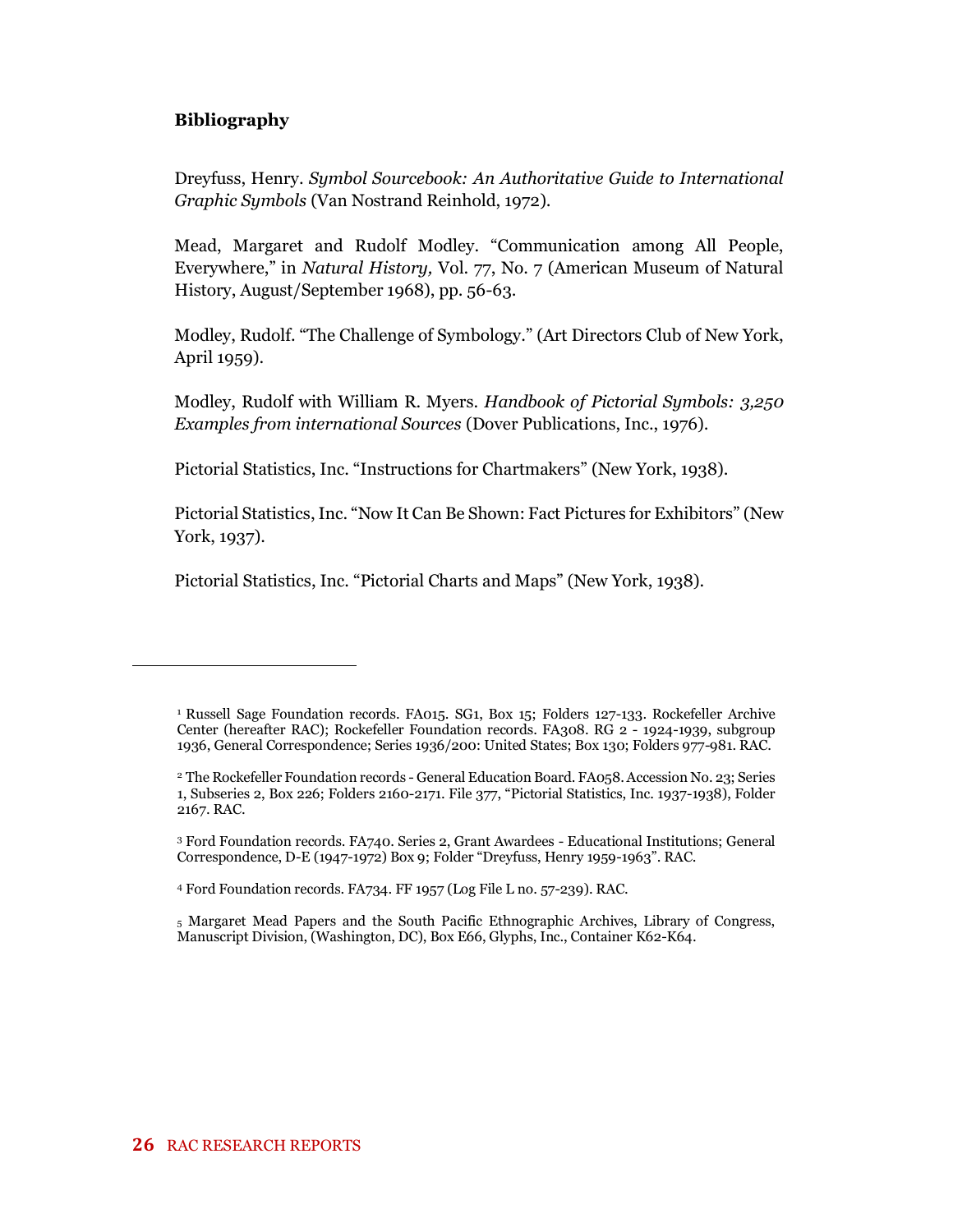**Bibliography**

Dreyfuss, Henry. *Symbol Sourcebook: An Authoritative Guide to International Graphic Symbols* (Van Nostrand Reinhold, 1972).

Mead, Margaret and Rudolf Modley. "Communication among All People, Everywhere," in *Natural History,* Vol. 77, No. 7 (American Museum of Natural History, August/September 1968), pp. 56-63.

Modley, Rudolf. "The Challenge of Symbology." (Art Directors Club of New York, April 1959).

Modley, Rudolf with William R. Myers. *Handbook of Pictorial Symbols: 3,250 Examples from international Sources* (Dover Publications, Inc., 1976).

Pictorial Statistics, Inc. "Instructions for Chartmakers" (New York, 1938).

Pictorial Statistics, Inc. "Now It Can Be Shown: Fact Pictures for Exhibitors" (New York, 1937).

Pictorial Statistics, Inc. "Pictorial Charts and Maps" (New York, 1938).

---

[1] Russell Sage Foundation records. FA015. SG1, Box 15; Folders 127-133. Rockefeller Archive Center (hereafter RAC); Rockefeller Foundation records. FA308. RG 2 - 1924-1939, subgroup 1936, General Correspondence; Series 1936/200: United States; Box 130; Folders 977-981. RAC.

[2] The Rockefeller Foundation records - General Education Board. FA058. Accession No. 23; Series 1, Subseries 2, Box 226; Folders 2160-2171. File 377, "Pictorial Statistics, Inc. 1937-1938), Folder 2167. RAC.

[3] Ford Foundation records. FA740. Series 2, Grant Awardees - Educational Institutions; General Correspondence, D-E (1947-1972) Box 9; Folder "Dreyfuss, Henry 1959-1963". RAC.

[4] Ford Foundation records. FA734. FF 1957 (Log File L no. 57-239). RAC.

[5] Margaret Mead Papers and the South Pacific Ethnographic Archives, Library of Congress, Manuscript Division, (Washington, DC), Box E66, Glyphs, Inc., Container K62-K64.